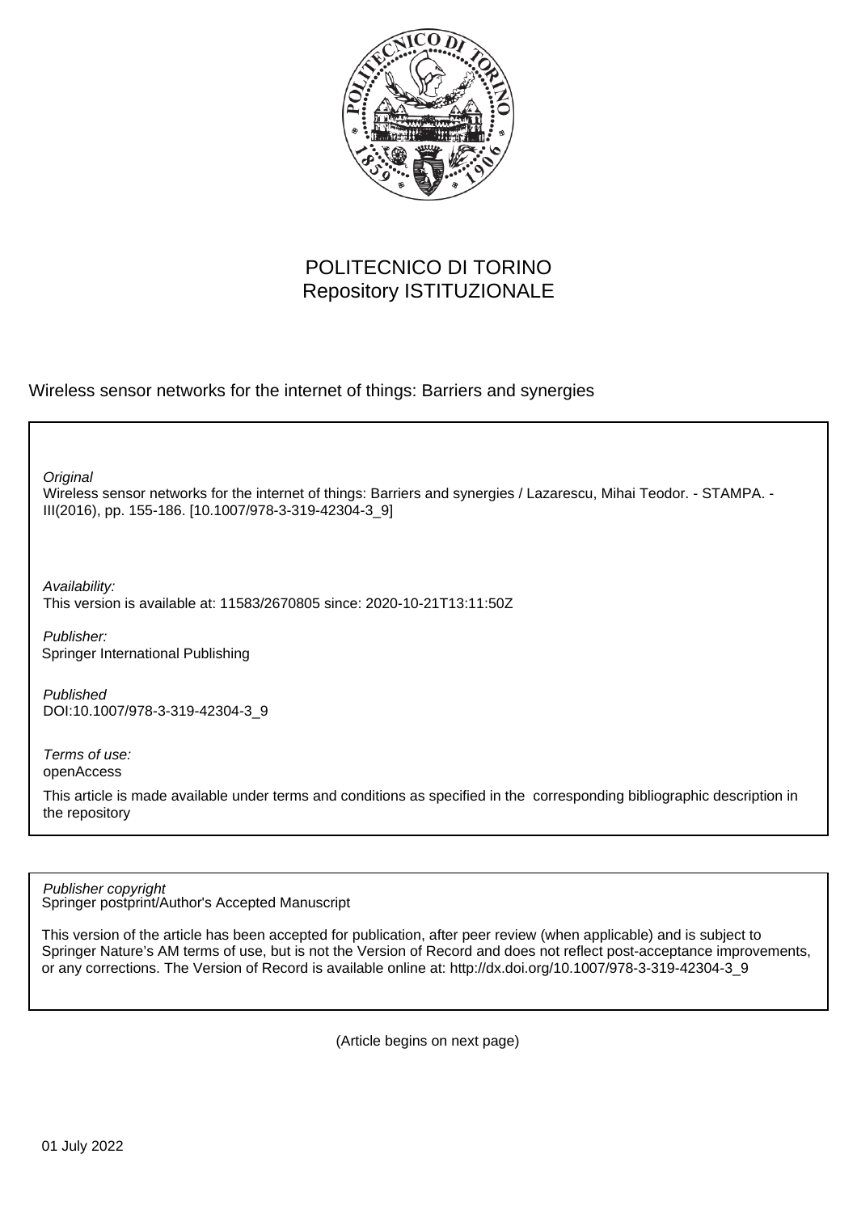POLITECNICO DI TORINO
Repository ISTITUZIONALE

Wireless sensor networks for the internet of things: Barriers and synergies

*Original*
Wireless sensor networks for the internet of things: Barriers and synergies / Lazarescu, Mihai Teodor. - STAMPA. - III(2016), pp. 155-186. [10.1007/978-3-319-42304-3_9]

*Availability:*
This version is available at: 11583/2670805 since: 2020-10-21T13:11:50Z

*Publisher:*
Springer International Publishing

*Published*
DOI:10.1007/978-3-319-42304-3_9

*Terms of use:*
openAccess

This article is made available under terms and conditions as specified in the corresponding bibliographic description in the repository

*Publisher copyright*
Springer postprint/Author's Accepted Manuscript

This version of the article has been accepted for publication, after peer review (when applicable) and is subject to Springer Nature's AM terms of use, but is not the Version of Record and does not reflect post-acceptance improvements, or any corrections. The Version of Record is available online at: http://dx.doi.org/10.1007/978-3-319-42304-3_9

(Article begins on next page)

01 July 2022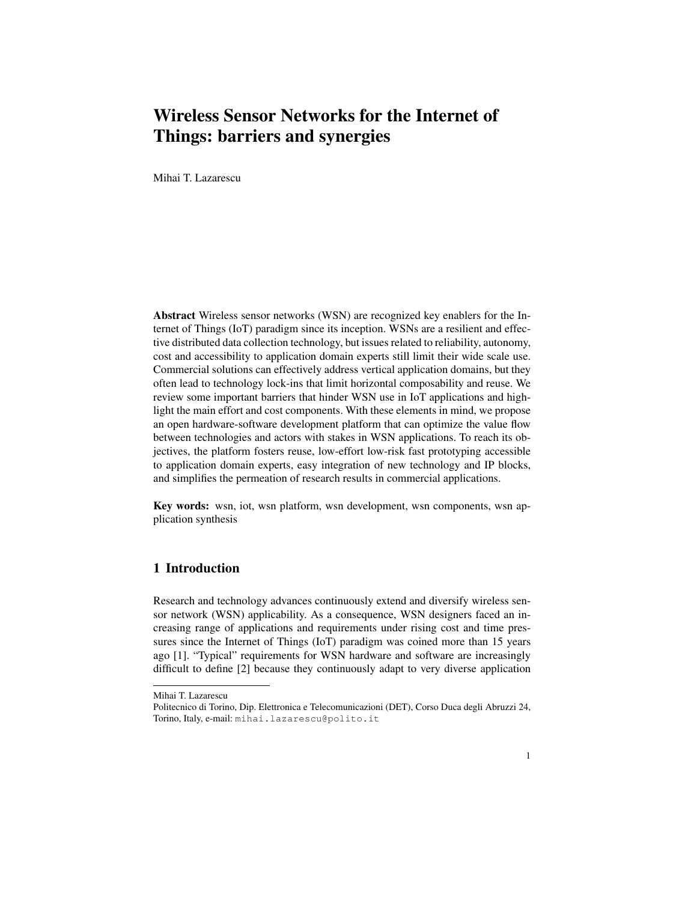# Wireless Sensor Networks for the Internet of Things: barriers and synergies

Mihai T. Lazarescu

**Abstract** Wireless sensor networks (WSN) are recognized key enablers for the Internet of Things (IoT) paradigm since its inception. WSNs are a resilient and effective distributed data collection technology, but issues related to reliability, autonomy, cost and accessibility to application domain experts still limit their wide scale use. Commercial solutions can effectively address vertical application domains, but they often lead to technology lock-ins that limit horizontal composability and reuse. We review some important barriers that hinder WSN use in IoT applications and highlight the main effort and cost components. With these elements in mind, we propose an open hardware-software development platform that can optimize the value flow between technologies and actors with stakes in WSN applications. To reach its objectives, the platform fosters reuse, low-effort low-risk fast prototyping accessible to application domain experts, easy integration of new technology and IP blocks, and simplifies the permeation of research results in commercial applications.

**Key words:** wsn, iot, wsn platform, wsn development, wsn components, wsn application synthesis

## 1 Introduction

Research and technology advances continuously extend and diversify wireless sensor network (WSN) applicability. As a consequence, WSN designers faced an increasing range of applications and requirements under rising cost and time pressures since the Internet of Things (IoT) paradigm was coined more than 15 years ago [1]. "Typical" requirements for WSN hardware and software are increasingly difficult to define [2] because they continuously adapt to very diverse application

---

Mihai T. Lazarescu
Politecnico di Torino, Dip. Elettronica e Telecomunicazioni (DET), Corso Duca degli Abruzzi 24, Torino, Italy, e-mail: mihai.lazarescu@polito.it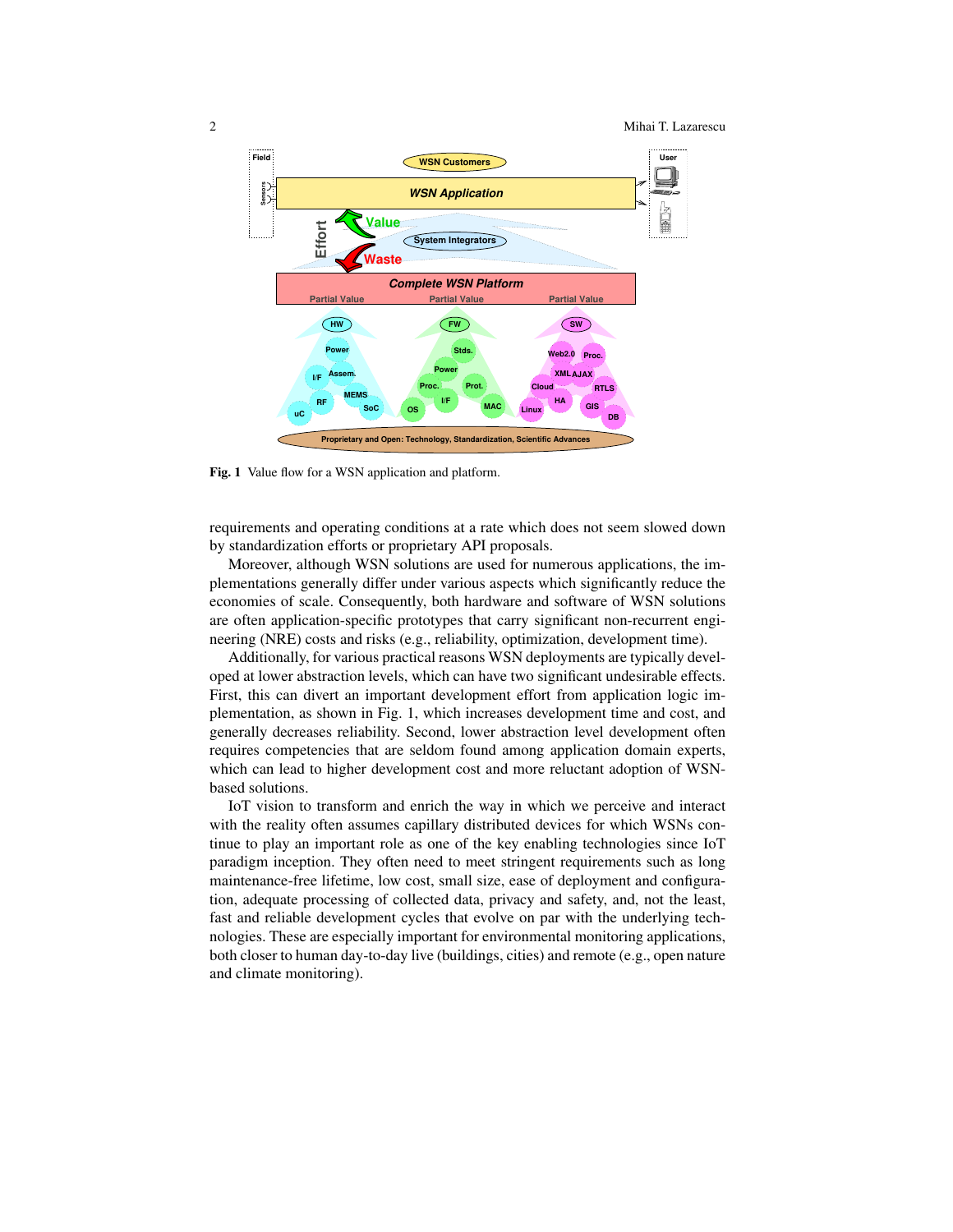Fig. 1 Value flow for a WSN application and platform.

requirements and operating conditions at a rate which does not seem slowed down by standardization efforts or proprietary API proposals.

Moreover, although WSN solutions are used for numerous applications, the implementations generally differ under various aspects which significantly reduce the economies of scale. Consequently, both hardware and software of WSN solutions are often application-specific prototypes that carry significant non-recurrent engineering (NRE) costs and risks (e.g., reliability, optimization, development time).

Additionally, for various practical reasons WSN deployments are typically developed at lower abstraction levels, which can have two significant undesirable effects. First, this can divert an important development effort from application logic implementation, as shown in Fig. 1, which increases development time and cost, and generally decreases reliability. Second, lower abstraction level development often requires competencies that are seldom found among application domain experts, which can lead to higher development cost and more reluctant adoption of WSN-based solutions.

IoT vision to transform and enrich the way in which we perceive and interact with the reality often assumes capillary distributed devices for which WSNs continue to play an important role as one of the key enabling technologies since IoT paradigm inception. They often need to meet stringent requirements such as long maintenance-free lifetime, low cost, small size, ease of deployment and configuration, adequate processing of collected data, privacy and safety, and, not the least, fast and reliable development cycles that evolve on par with the underlying technologies. These are especially important for environmental monitoring applications, both closer to human day-to-day live (buildings, cities) and remote (e.g., open nature and climate monitoring).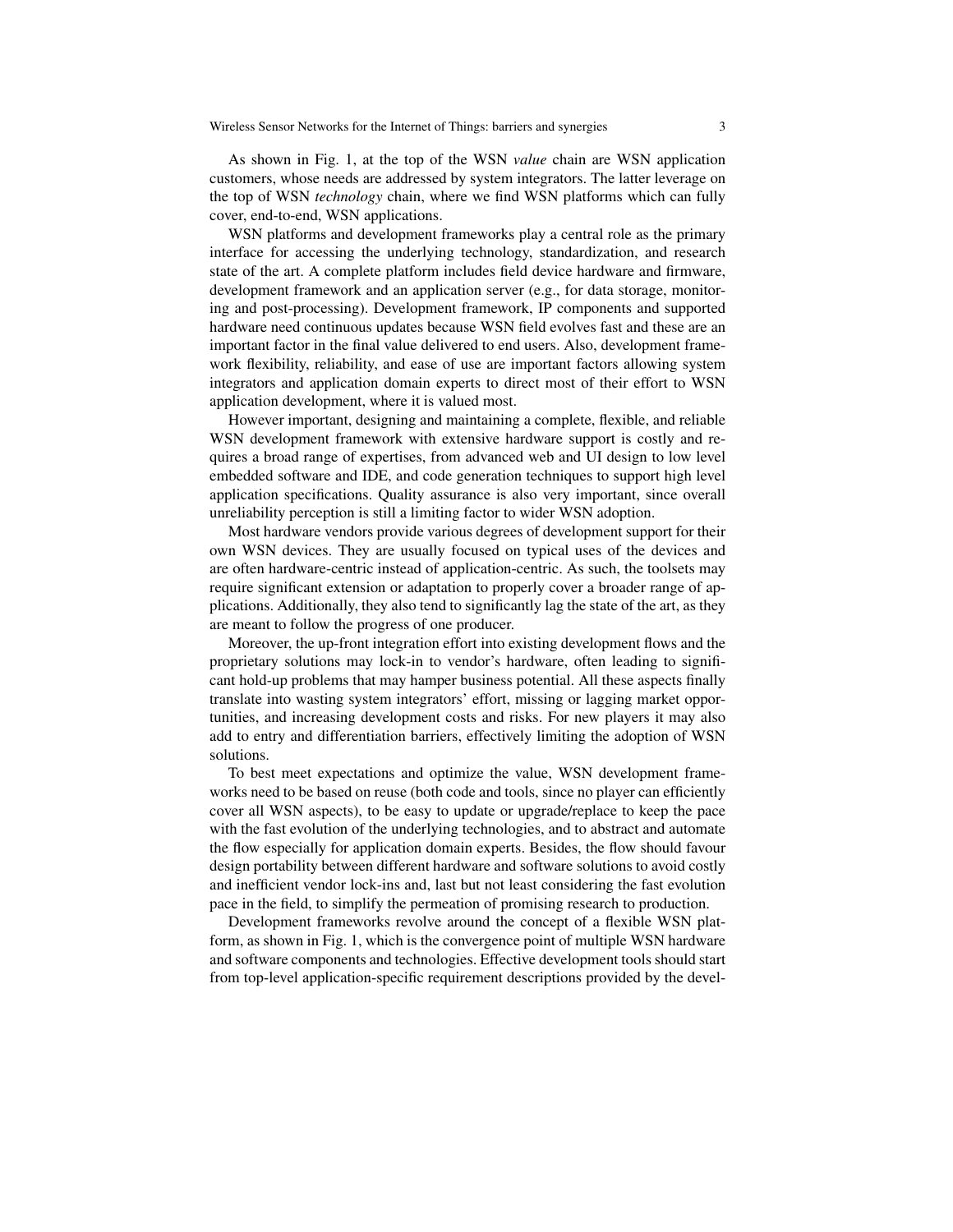As shown in Fig. 1, at the top of the WSN *value* chain are WSN application customers, whose needs are addressed by system integrators. The latter leverage on the top of WSN *technology* chain, where we find WSN platforms which can fully cover, end-to-end, WSN applications.

WSN platforms and development frameworks play a central role as the primary interface for accessing the underlying technology, standardization, and research state of the art. A complete platform includes field device hardware and firmware, development framework and an application server (e.g., for data storage, monitoring and post-processing). Development framework, IP components and supported hardware need continuous updates because WSN field evolves fast and these are an important factor in the final value delivered to end users. Also, development framework flexibility, reliability, and ease of use are important factors allowing system integrators and application domain experts to direct most of their effort to WSN application development, where it is valued most.

However important, designing and maintaining a complete, flexible, and reliable WSN development framework with extensive hardware support is costly and requires a broad range of expertises, from advanced web and UI design to low level embedded software and IDE, and code generation techniques to support high level application specifications. Quality assurance is also very important, since overall unreliability perception is still a limiting factor to wider WSN adoption.

Most hardware vendors provide various degrees of development support for their own WSN devices. They are usually focused on typical uses of the devices and are often hardware-centric instead of application-centric. As such, the toolsets may require significant extension or adaptation to properly cover a broader range of applications. Additionally, they also tend to significantly lag the state of the art, as they are meant to follow the progress of one producer.

Moreover, the up-front integration effort into existing development flows and the proprietary solutions may lock-in to vendor's hardware, often leading to significant hold-up problems that may hamper business potential. All these aspects finally translate into wasting system integrators' effort, missing or lagging market opportunities, and increasing development costs and risks. For new players it may also add to entry and differentiation barriers, effectively limiting the adoption of WSN solutions.

To best meet expectations and optimize the value, WSN development frameworks need to be based on reuse (both code and tools, since no player can efficiently cover all WSN aspects), to be easy to update or upgrade/replace to keep the pace with the fast evolution of the underlying technologies, and to abstract and automate the flow especially for application domain experts. Besides, the flow should favour design portability between different hardware and software solutions to avoid costly and inefficient vendor lock-ins and, last but not least considering the fast evolution pace in the field, to simplify the permeation of promising research to production.

Development frameworks revolve around the concept of a flexible WSN platform, as shown in Fig. 1, which is the convergence point of multiple WSN hardware and software components and technologies. Effective development tools should start from top-level application-specific requirement descriptions provided by the devel-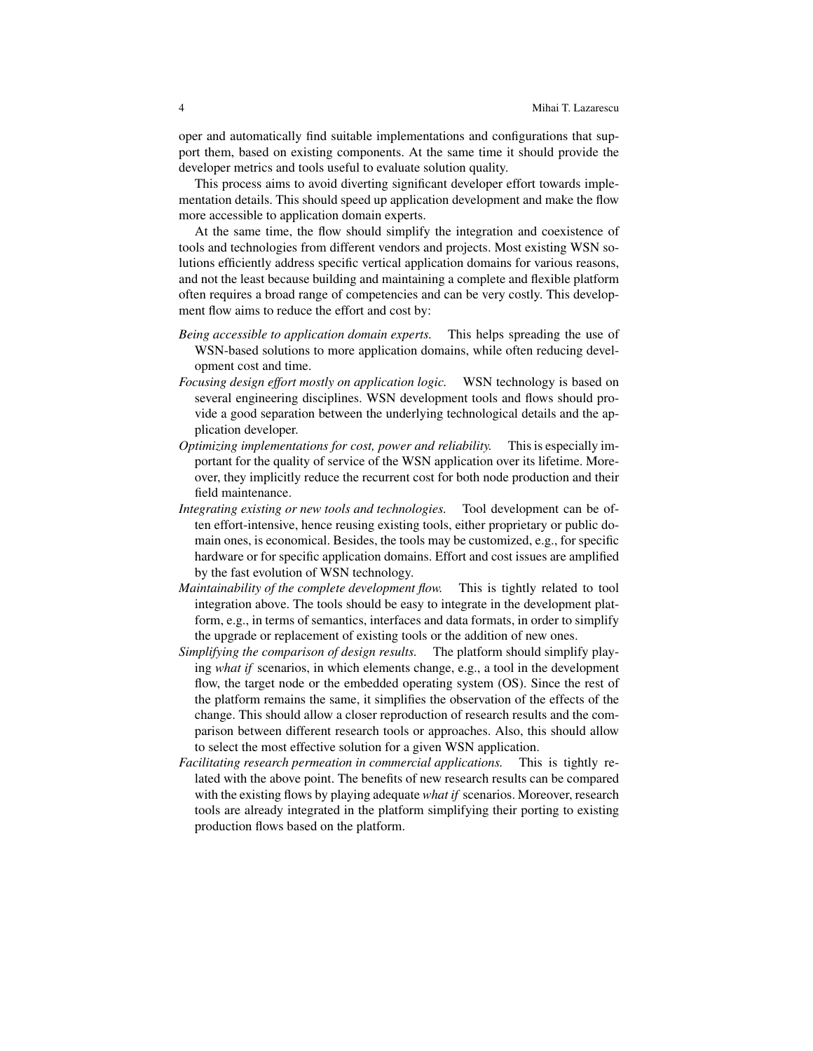oper and automatically find suitable implementations and configurations that support them, based on existing components. At the same time it should provide the developer metrics and tools useful to evaluate solution quality.

This process aims to avoid diverting significant developer effort towards implementation details. This should speed up application development and make the flow more accessible to application domain experts.

At the same time, the flow should simplify the integration and coexistence of tools and technologies from different vendors and projects. Most existing WSN solutions efficiently address specific vertical application domains for various reasons, and not the least because building and maintaining a complete and flexible platform often requires a broad range of competencies and can be very costly. This development flow aims to reduce the effort and cost by:

*Being accessible to application domain experts.* This helps spreading the use of WSN-based solutions to more application domains, while often reducing development cost and time.

*Focusing design effort mostly on application logic.* WSN technology is based on several engineering disciplines. WSN development tools and flows should provide a good separation between the underlying technological details and the application developer.

*Optimizing implementations for cost, power and reliability.* This is especially important for the quality of service of the WSN application over its lifetime. Moreover, they implicitly reduce the recurrent cost for both node production and their field maintenance.

*Integrating existing or new tools and technologies.* Tool development can be often effort-intensive, hence reusing existing tools, either proprietary or public domain ones, is economical. Besides, the tools may be customized, e.g., for specific hardware or for specific application domains. Effort and cost issues are amplified by the fast evolution of WSN technology.

*Maintainability of the complete development flow.* This is tightly related to tool integration above. The tools should be easy to integrate in the development platform, e.g., in terms of semantics, interfaces and data formats, in order to simplify the upgrade or replacement of existing tools or the addition of new ones.

*Simplifying the comparison of design results.* The platform should simplify playing *what if* scenarios, in which elements change, e.g., a tool in the development flow, the target node or the embedded operating system (OS). Since the rest of the platform remains the same, it simplifies the observation of the effects of the change. This should allow a closer reproduction of research results and the comparison between different research tools or approaches. Also, this should allow to select the most effective solution for a given WSN application.

*Facilitating research permeation in commercial applications.* This is tightly related with the above point. The benefits of new research results can be compared with the existing flows by playing adequate *what if* scenarios. Moreover, research tools are already integrated in the platform simplifying their porting to existing production flows based on the platform.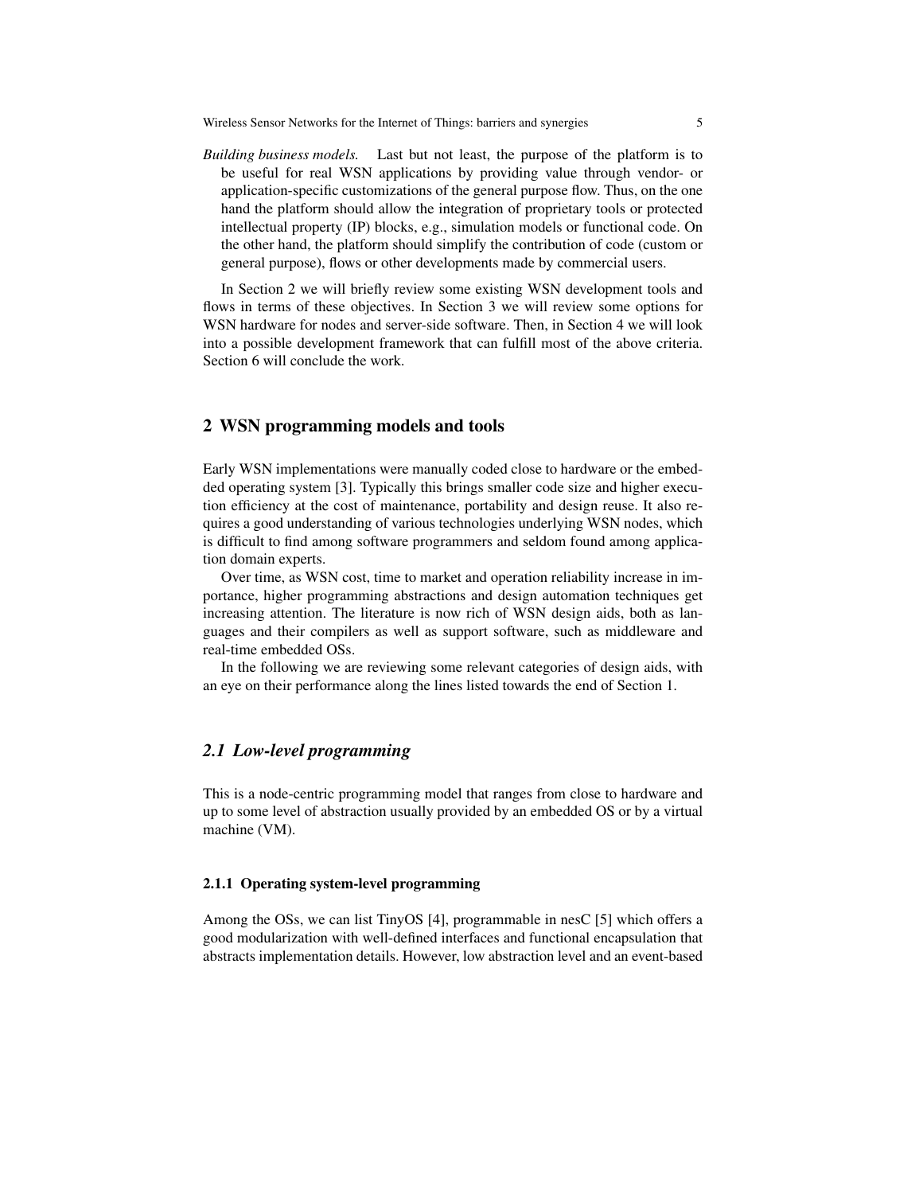*Building business models.* Last but not least, the purpose of the platform is to be useful for real WSN applications by providing value through vendor- or application-specific customizations of the general purpose flow. Thus, on the one hand the platform should allow the integration of proprietary tools or protected intellectual property (IP) blocks, e.g., simulation models or functional code. On the other hand, the platform should simplify the contribution of code (custom or general purpose), flows or other developments made by commercial users.

In Section 2 we will briefly review some existing WSN development tools and flows in terms of these objectives. In Section 3 we will review some options for WSN hardware for nodes and server-side software. Then, in Section 4 we will look into a possible development framework that can fulfill most of the above criteria. Section 6 will conclude the work.

## 2 WSN programming models and tools

Early WSN implementations were manually coded close to hardware or the embedded operating system [3]. Typically this brings smaller code size and higher execution efficiency at the cost of maintenance, portability and design reuse. It also requires a good understanding of various technologies underlying WSN nodes, which is difficult to find among software programmers and seldom found among application domain experts.

Over time, as WSN cost, time to market and operation reliability increase in importance, higher programming abstractions and design automation techniques get increasing attention. The literature is now rich of WSN design aids, both as languages and their compilers as well as support software, such as middleware and real-time embedded OSs.

In the following we are reviewing some relevant categories of design aids, with an eye on their performance along the lines listed towards the end of Section 1.

### *2.1 Low-level programming*

This is a node-centric programming model that ranges from close to hardware and up to some level of abstraction usually provided by an embedded OS or by a virtual machine (VM).

#### 2.1.1 Operating system-level programming

Among the OSs, we can list TinyOS [4], programmable in nesC [5] which offers a good modularization with well-defined interfaces and functional encapsulation that abstracts implementation details. However, low abstraction level and an event-based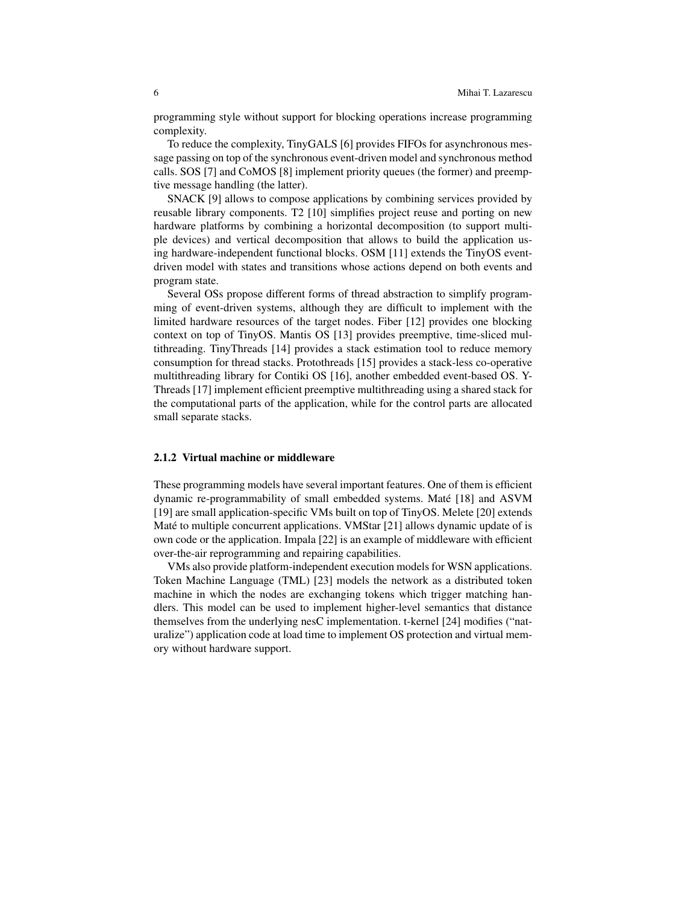programming style without support for blocking operations increase programming complexity.

To reduce the complexity, TinyGALS [6] provides FIFOs for asynchronous message passing on top of the synchronous event-driven model and synchronous method calls. SOS [7] and CoMOS [8] implement priority queues (the former) and preemptive message handling (the latter).

SNACK [9] allows to compose applications by combining services provided by reusable library components. T2 [10] simplifies project reuse and porting on new hardware platforms by combining a horizontal decomposition (to support multiple devices) and vertical decomposition that allows to build the application using hardware-independent functional blocks. OSM [11] extends the TinyOS event-driven model with states and transitions whose actions depend on both events and program state.

Several OSs propose different forms of thread abstraction to simplify programming of event-driven systems, although they are difficult to implement with the limited hardware resources of the target nodes. Fiber [12] provides one blocking context on top of TinyOS. Mantis OS [13] provides preemptive, time-sliced multithreading. TinyThreads [14] provides a stack estimation tool to reduce memory consumption for thread stacks. Protothreads [15] provides a stack-less co-operative multithreading library for Contiki OS [16], another embedded event-based OS. Y-Threads [17] implement efficient preemptive multithreading using a shared stack for the computational parts of the application, while for the control parts are allocated small separate stacks.

### 2.1.2 Virtual machine or middleware

These programming models have several important features. One of them is efficient dynamic re-programmability of small embedded systems. Maté [18] and ASVM [19] are small application-specific VMs built on top of TinyOS. Melete [20] extends Maté to multiple concurrent applications. VMStar [21] allows dynamic update of is own code or the application. Impala [22] is an example of middleware with efficient over-the-air reprogramming and repairing capabilities.

VMs also provide platform-independent execution models for WSN applications. Token Machine Language (TML) [23] models the network as a distributed token machine in which the nodes are exchanging tokens which trigger matching handlers. This model can be used to implement higher-level semantics that distance themselves from the underlying nesC implementation. t-kernel [24] modifies ("naturalize") application code at load time to implement OS protection and virtual memory without hardware support.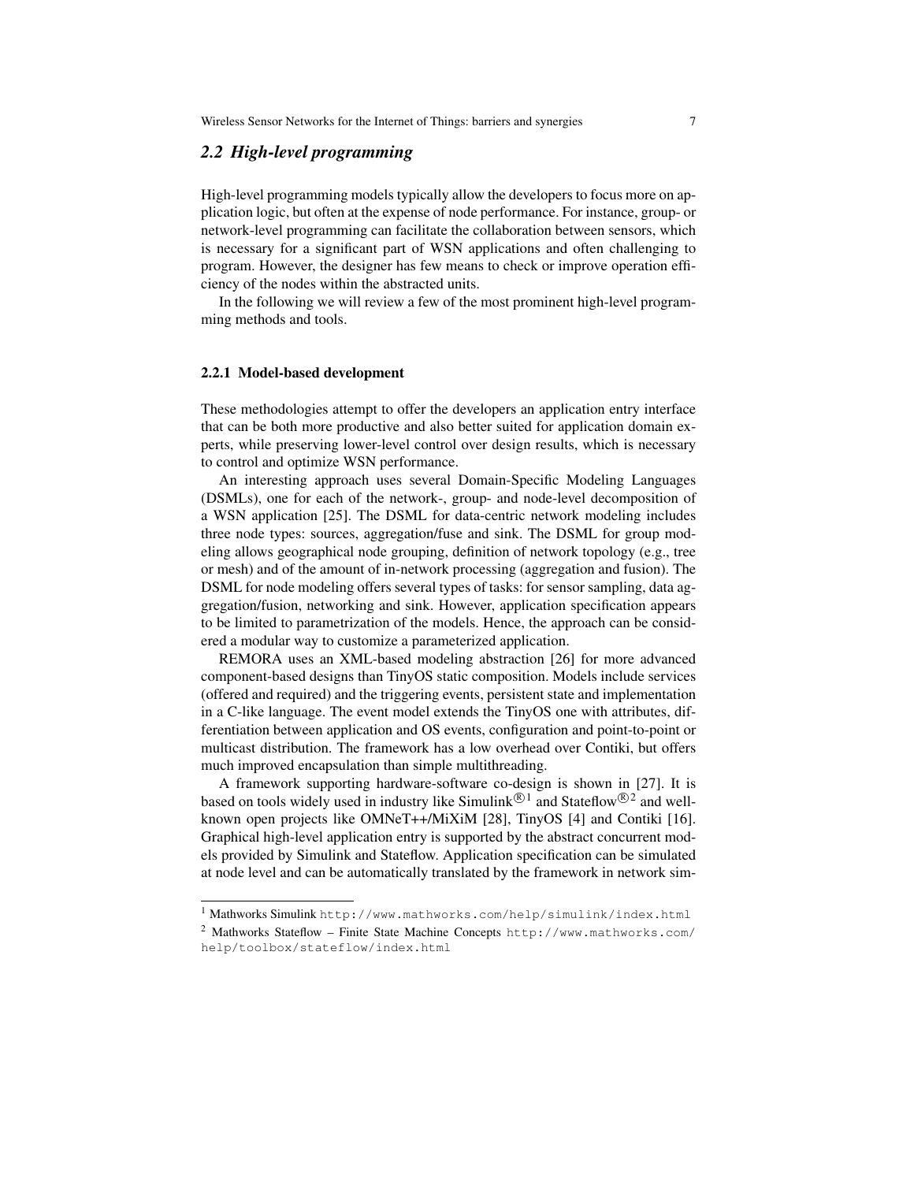## 2.2 *High-level programming*

High-level programming models typically allow the developers to focus more on application logic, but often at the expense of node performance. For instance, group- or network-level programming can facilitate the collaboration between sensors, which is necessary for a significant part of WSN applications and often challenging to program. However, the designer has few means to check or improve operation efficiency of the nodes within the abstracted units.

In the following we will review a few of the most prominent high-level programming methods and tools.

### 2.2.1 Model-based development

These methodologies attempt to offer the developers an application entry interface that can be both more productive and also better suited for application domain experts, while preserving lower-level control over design results, which is necessary to control and optimize WSN performance.

An interesting approach uses several Domain-Specific Modeling Languages (DSMLs), one for each of the network-, group- and node-level decomposition of a WSN application [25]. The DSML for data-centric network modeling includes three node types: sources, aggregation/fuse and sink. The DSML for group modeling allows geographical node grouping, definition of network topology (e.g., tree or mesh) and of the amount of in-network processing (aggregation and fusion). The DSML for node modeling offers several types of tasks: for sensor sampling, data aggregation/fusion, networking and sink. However, application specification appears to be limited to parametrization of the models. Hence, the approach can be considered a modular way to customize a parameterized application.

REMORA uses an XML-based modeling abstraction [26] for more advanced component-based designs than TinyOS static composition. Models include services (offered and required) and the triggering events, persistent state and implementation in a C-like language. The event model extends the TinyOS one with attributes, differentiation between application and OS events, configuration and point-to-point or multicast distribution. The framework has a low overhead over Contiki, but offers much improved encapsulation than simple multithreading.

A framework supporting hardware-software co-design is shown in [27]. It is based on tools widely used in industry like Simulink®[1] and Stateflow®[2] and well-known open projects like OMNeT++/MiXiM [28], TinyOS [4] and Contiki [16]. Graphical high-level application entry is supported by the abstract concurrent models provided by Simulink and Stateflow. Application specification can be simulated at node level and can be automatically translated by the framework in network sim-

---

[1] Mathworks Simulink `http://www.mathworks.com/help/simulink/index.html`

[2] Mathworks Stateflow – Finite State Machine Concepts `http://www.mathworks.com/help/toolbox/stateflow/index.html`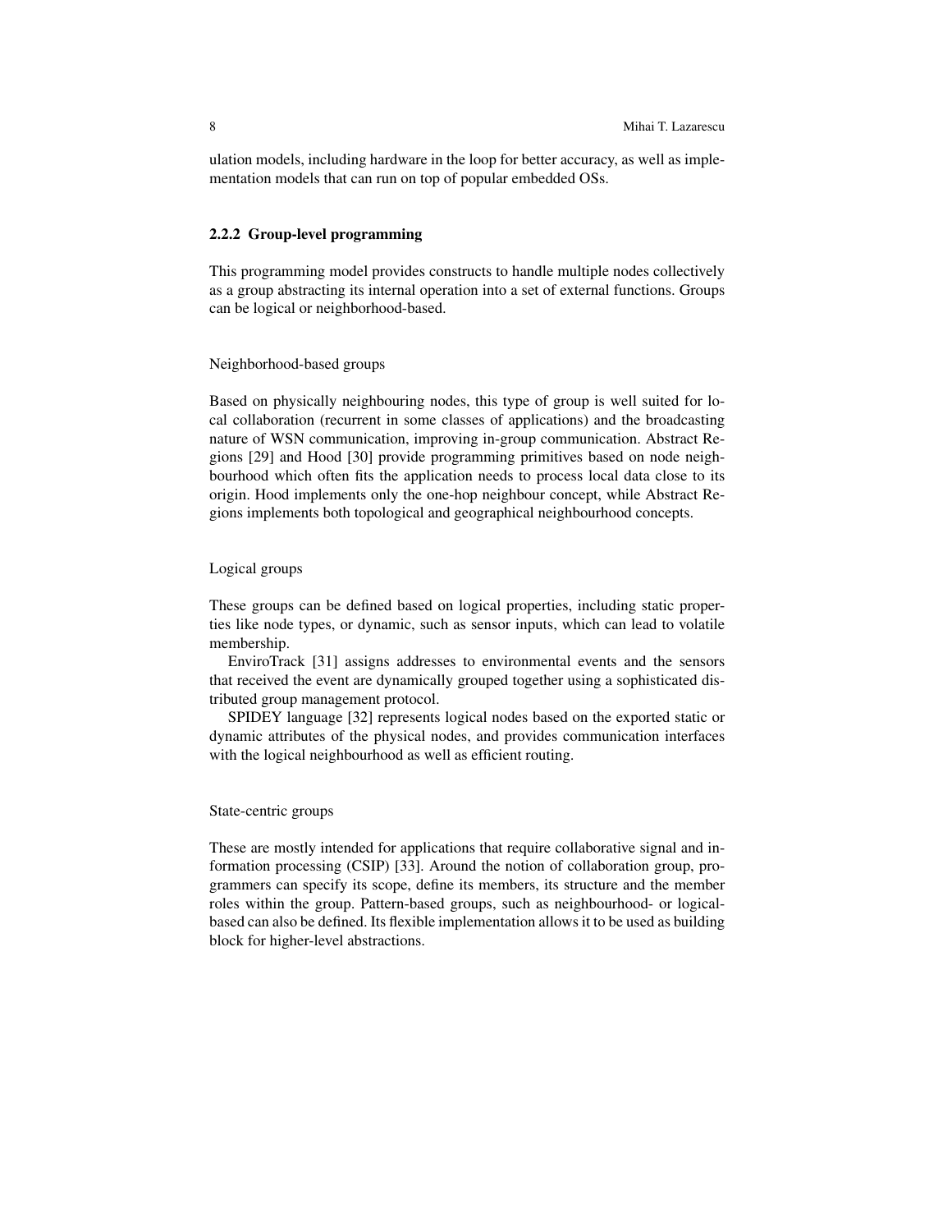ulation models, including hardware in the loop for better accuracy, as well as implementation models that can run on top of popular embedded OSs.

### 2.2.2 Group-level programming

This programming model provides constructs to handle multiple nodes collectively as a group abstracting its internal operation into a set of external functions. Groups can be logical or neighborhood-based.

#### Neighborhood-based groups

Based on physically neighbouring nodes, this type of group is well suited for local collaboration (recurrent in some classes of applications) and the broadcasting nature of WSN communication, improving in-group communication. Abstract Regions [29] and Hood [30] provide programming primitives based on node neighbourhood which often fits the application needs to process local data close to its origin. Hood implements only the one-hop neighbour concept, while Abstract Regions implements both topological and geographical neighbourhood concepts.

#### Logical groups

These groups can be defined based on logical properties, including static properties like node types, or dynamic, such as sensor inputs, which can lead to volatile membership.

EnviroTrack [31] assigns addresses to environmental events and the sensors that received the event are dynamically grouped together using a sophisticated distributed group management protocol.

SPIDEY language [32] represents logical nodes based on the exported static or dynamic attributes of the physical nodes, and provides communication interfaces with the logical neighbourhood as well as efficient routing.

#### State-centric groups

These are mostly intended for applications that require collaborative signal and information processing (CSIP) [33]. Around the notion of collaboration group, programmers can specify its scope, define its members, its structure and the member roles within the group. Pattern-based groups, such as neighbourhood- or logical-based can also be defined. Its flexible implementation allows it to be used as building block for higher-level abstractions.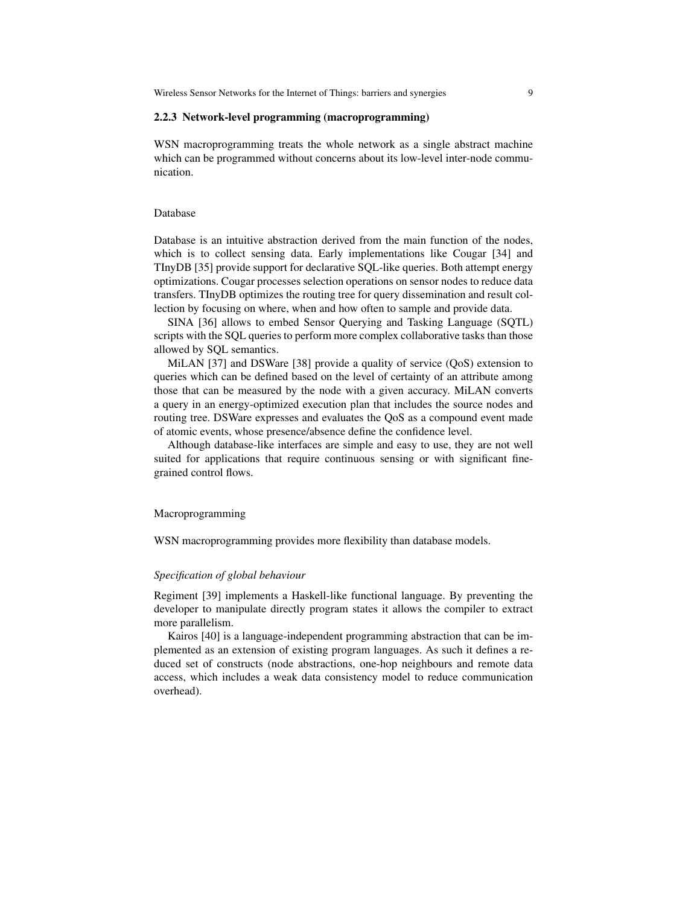### 2.2.3 Network-level programming (macroprogramming)

WSN macroprogramming treats the whole network as a single abstract machine which can be programmed without concerns about its low-level inter-node communication.

Database

Database is an intuitive abstraction derived from the main function of the nodes, which is to collect sensing data. Early implementations like Cougar [34] and TInyDB [35] provide support for declarative SQL-like queries. Both attempt energy optimizations. Cougar processes selection operations on sensor nodes to reduce data transfers. TInyDB optimizes the routing tree for query dissemination and result collection by focusing on where, when and how often to sample and provide data.

SINA [36] allows to embed Sensor Querying and Tasking Language (SQTL) scripts with the SQL queries to perform more complex collaborative tasks than those allowed by SQL semantics.

MiLAN [37] and DSWare [38] provide a quality of service (QoS) extension to queries which can be defined based on the level of certainty of an attribute among those that can be measured by the node with a given accuracy. MiLAN converts a query in an energy-optimized execution plan that includes the source nodes and routing tree. DSWare expresses and evaluates the QoS as a compound event made of atomic events, whose presence/absence define the confidence level.

Although database-like interfaces are simple and easy to use, they are not well suited for applications that require continuous sensing or with significant fine-grained control flows.

Macroprogramming

WSN macroprogramming provides more flexibility than database models.

*Specification of global behaviour*

Regiment [39] implements a Haskell-like functional language. By preventing the developer to manipulate directly program states it allows the compiler to extract more parallelism.

Kairos [40] is a language-independent programming abstraction that can be implemented as an extension of existing program languages. As such it defines a reduced set of constructs (node abstractions, one-hop neighbours and remote data access, which includes a weak data consistency model to reduce communication overhead).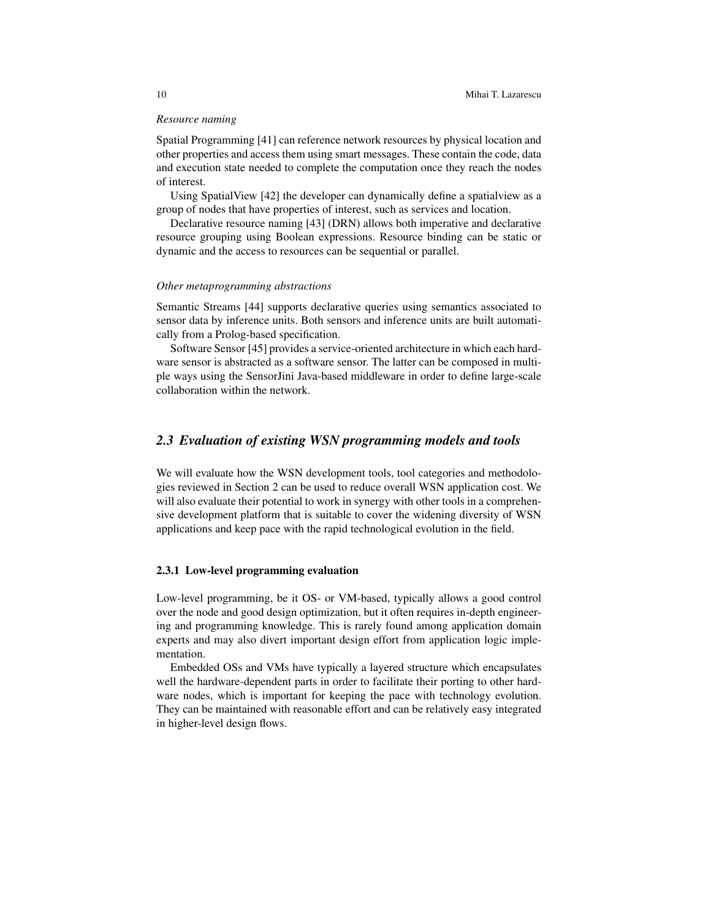*Resource naming*

Spatial Programming [41] can reference network resources by physical location and other properties and access them using smart messages. These contain the code, data and execution state needed to complete the computation once they reach the nodes of interest.

Using SpatialView [42] the developer can dynamically define a spatialview as a group of nodes that have properties of interest, such as services and location.

Declarative resource naming [43] (DRN) allows both imperative and declarative resource grouping using Boolean expressions. Resource binding can be static or dynamic and the access to resources can be sequential or parallel.

*Other metaprogramming abstractions*

Semantic Streams [44] supports declarative queries using semantics associated to sensor data by inference units. Both sensors and inference units are built automatically from a Prolog-based specification.

Software Sensor [45] provides a service-oriented architecture in which each hardware sensor is abstracted as a software sensor. The latter can be composed in multiple ways using the SensorJini Java-based middleware in order to define large-scale collaboration within the network.

## *2.3 Evaluation of existing WSN programming models and tools*

We will evaluate how the WSN development tools, tool categories and methodologies reviewed in Section 2 can be used to reduce overall WSN application cost. We will also evaluate their potential to work in synergy with other tools in a comprehensive development platform that is suitable to cover the widening diversity of WSN applications and keep pace with the rapid technological evolution in the field.

### 2.3.1 Low-level programming evaluation

Low-level programming, be it OS- or VM-based, typically allows a good control over the node and good design optimization, but it often requires in-depth engineering and programming knowledge. This is rarely found among application domain experts and may also divert important design effort from application logic implementation.

Embedded OSs and VMs have typically a layered structure which encapsulates well the hardware-dependent parts in order to facilitate their porting to other hardware nodes, which is important for keeping the pace with technology evolution. They can be maintained with reasonable effort and can be relatively easy integrated in higher-level design flows.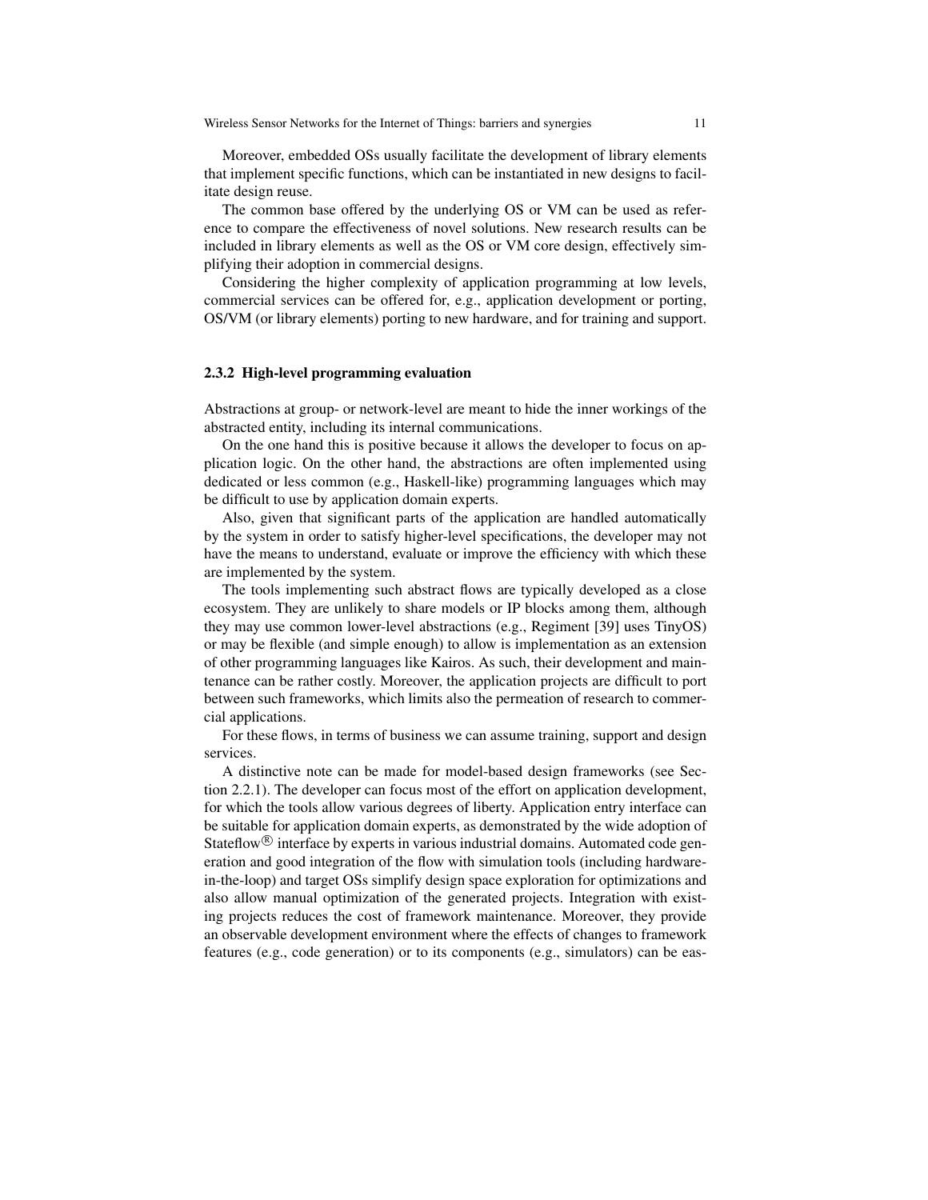Moreover, embedded OSs usually facilitate the development of library elements that implement specific functions, which can be instantiated in new designs to facilitate design reuse.

The common base offered by the underlying OS or VM can be used as reference to compare the effectiveness of novel solutions. New research results can be included in library elements as well as the OS or VM core design, effectively simplifying their adoption in commercial designs.

Considering the higher complexity of application programming at low levels, commercial services can be offered for, e.g., application development or porting, OS/VM (or library elements) porting to new hardware, and for training and support.

### 2.3.2 High-level programming evaluation

Abstractions at group- or network-level are meant to hide the inner workings of the abstracted entity, including its internal communications.

On the one hand this is positive because it allows the developer to focus on application logic. On the other hand, the abstractions are often implemented using dedicated or less common (e.g., Haskell-like) programming languages which may be difficult to use by application domain experts.

Also, given that significant parts of the application are handled automatically by the system in order to satisfy higher-level specifications, the developer may not have the means to understand, evaluate or improve the efficiency with which these are implemented by the system.

The tools implementing such abstract flows are typically developed as a close ecosystem. They are unlikely to share models or IP blocks among them, although they may use common lower-level abstractions (e.g., Regiment [39] uses TinyOS) or may be flexible (and simple enough) to allow is implementation as an extension of other programming languages like Kairos. As such, their development and maintenance can be rather costly. Moreover, the application projects are difficult to port between such frameworks, which limits also the permeation of research to commercial applications.

For these flows, in terms of business we can assume training, support and design services.

A distinctive note can be made for model-based design frameworks (see Section 2.2.1). The developer can focus most of the effort on application development, for which the tools allow various degrees of liberty. Application entry interface can be suitable for application domain experts, as demonstrated by the wide adoption of Stateflow® interface by experts in various industrial domains. Automated code generation and good integration of the flow with simulation tools (including hardware-in-the-loop) and target OSs simplify design space exploration for optimizations and also allow manual optimization of the generated projects. Integration with existing projects reduces the cost of framework maintenance. Moreover, they provide an observable development environment where the effects of changes to framework features (e.g., code generation) or to its components (e.g., simulators) can be eas-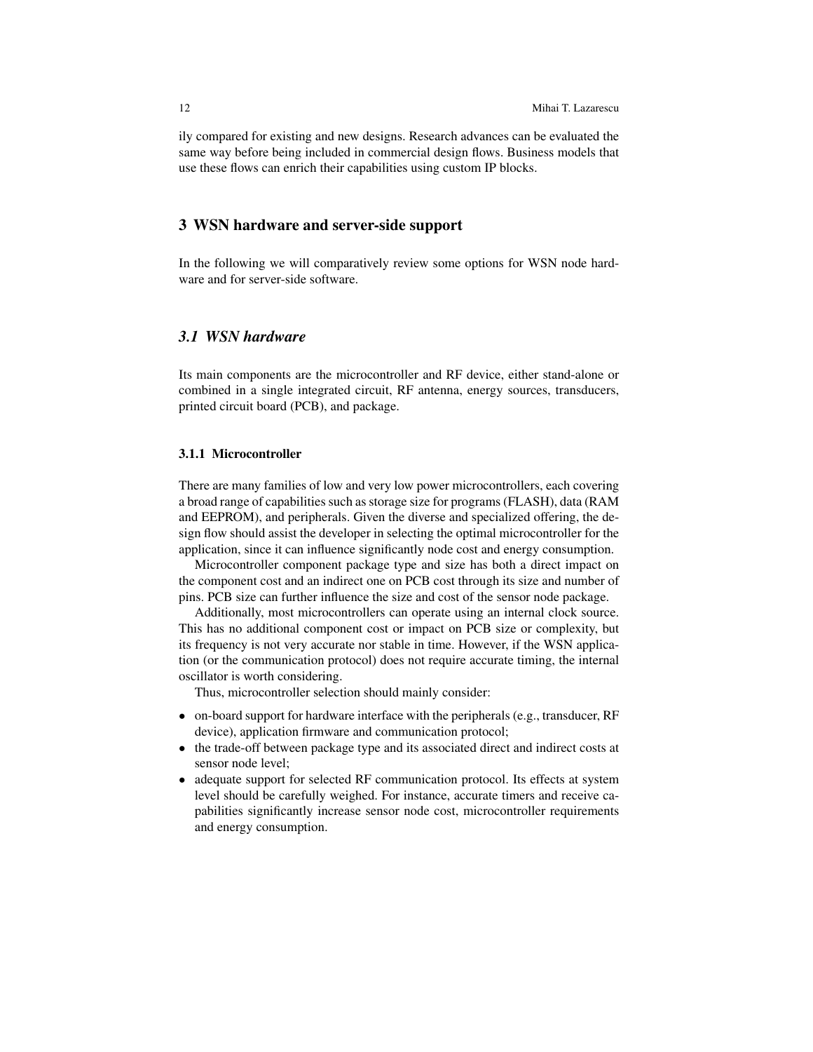ily compared for existing and new designs. Research advances can be evaluated the same way before being included in commercial design flows. Business models that use these flows can enrich their capabilities using custom IP blocks.

## 3 WSN hardware and server-side support

In the following we will comparatively review some options for WSN node hardware and for server-side software.

### *3.1 WSN hardware*

Its main components are the microcontroller and RF device, either stand-alone or combined in a single integrated circuit, RF antenna, energy sources, transducers, printed circuit board (PCB), and package.

#### 3.1.1 Microcontroller

There are many families of low and very low power microcontrollers, each covering a broad range of capabilities such as storage size for programs (FLASH), data (RAM and EEPROM), and peripherals. Given the diverse and specialized offering, the design flow should assist the developer in selecting the optimal microcontroller for the application, since it can influence significantly node cost and energy consumption.

Microcontroller component package type and size has both a direct impact on the component cost and an indirect one on PCB cost through its size and number of pins. PCB size can further influence the size and cost of the sensor node package.

Additionally, most microcontrollers can operate using an internal clock source. This has no additional component cost or impact on PCB size or complexity, but its frequency is not very accurate nor stable in time. However, if the WSN application (or the communication protocol) does not require accurate timing, the internal oscillator is worth considering.

Thus, microcontroller selection should mainly consider:

- on-board support for hardware interface with the peripherals (e.g., transducer, RF device), application firmware and communication protocol;
- the trade-off between package type and its associated direct and indirect costs at sensor node level;
- adequate support for selected RF communication protocol. Its effects at system level should be carefully weighed. For instance, accurate timers and receive capabilities significantly increase sensor node cost, microcontroller requirements and energy consumption.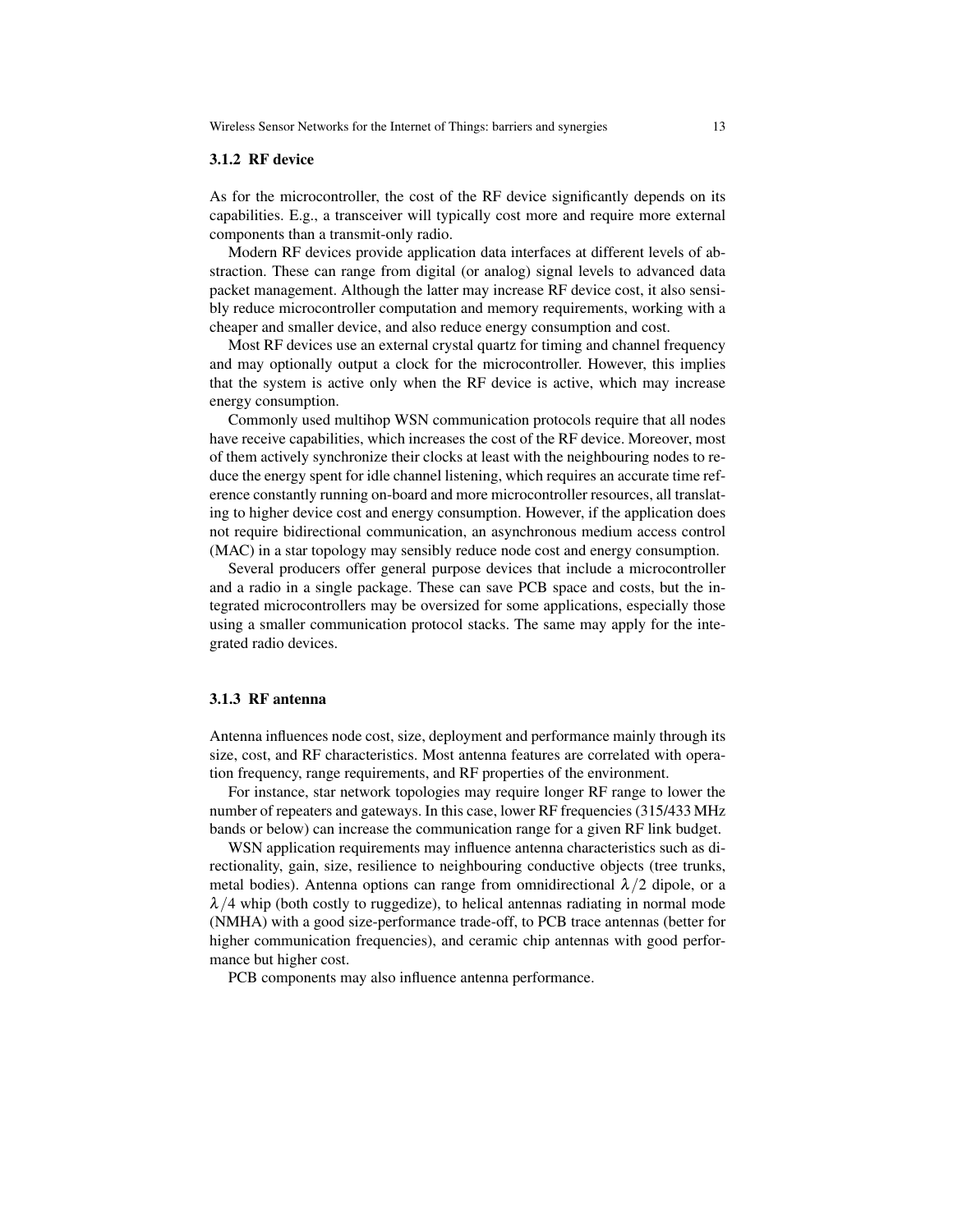### 3.1.2 RF device

As for the microcontroller, the cost of the RF device significantly depends on its capabilities. E.g., a transceiver will typically cost more and require more external components than a transmit-only radio.

Modern RF devices provide application data interfaces at different levels of abstraction. These can range from digital (or analog) signal levels to advanced data packet management. Although the latter may increase RF device cost, it also sensibly reduce microcontroller computation and memory requirements, working with a cheaper and smaller device, and also reduce energy consumption and cost.

Most RF devices use an external crystal quartz for timing and channel frequency and may optionally output a clock for the microcontroller. However, this implies that the system is active only when the RF device is active, which may increase energy consumption.

Commonly used multihop WSN communication protocols require that all nodes have receive capabilities, which increases the cost of the RF device. Moreover, most of them actively synchronize their clocks at least with the neighbouring nodes to reduce the energy spent for idle channel listening, which requires an accurate time reference constantly running on-board and more microcontroller resources, all translating to higher device cost and energy consumption. However, if the application does not require bidirectional communication, an asynchronous medium access control (MAC) in a star topology may sensibly reduce node cost and energy consumption.

Several producers offer general purpose devices that include a microcontroller and a radio in a single package. These can save PCB space and costs, but the integrated microcontrollers may be oversized for some applications, especially those using a smaller communication protocol stacks. The same may apply for the integrated radio devices.

### 3.1.3 RF antenna

Antenna influences node cost, size, deployment and performance mainly through its size, cost, and RF characteristics. Most antenna features are correlated with operation frequency, range requirements, and RF properties of the environment.

For instance, star network topologies may require longer RF range to lower the number of repeaters and gateways. In this case, lower RF frequencies (315/433 MHz bands or below) can increase the communication range for a given RF link budget.

WSN application requirements may influence antenna characteristics such as directionality, gain, size, resilience to neighbouring conductive objects (tree trunks, metal bodies). Antenna options can range from omnidirectional $\lambda/2$ dipole, or a $\lambda/4$ whip (both costly to ruggedize), to helical antennas radiating in normal mode (NMHA) with a good size-performance trade-off, to PCB trace antennas (better for higher communication frequencies), and ceramic chip antennas with good performance but higher cost.

PCB components may also influence antenna performance.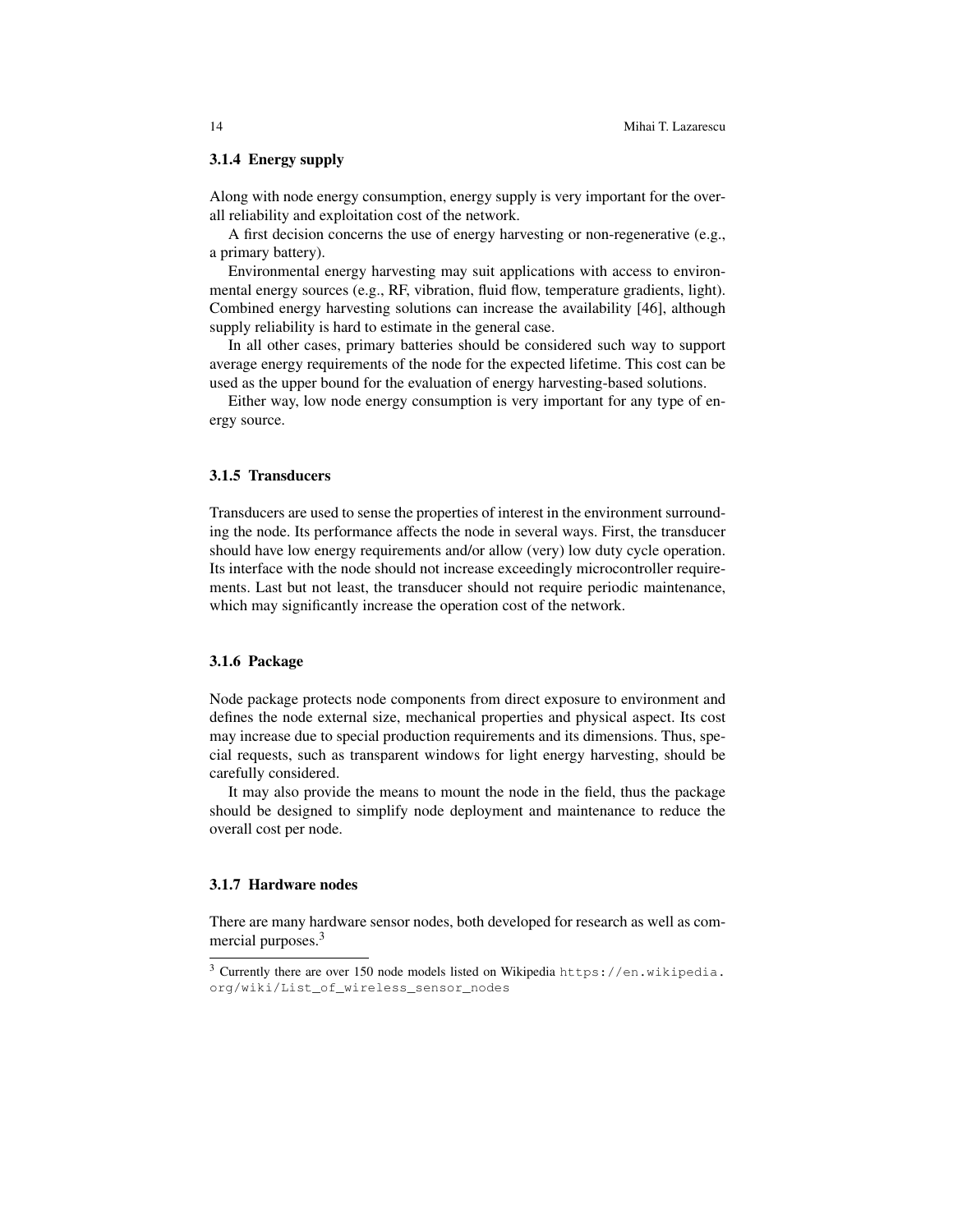### 3.1.4 Energy supply

Along with node energy consumption, energy supply is very important for the overall reliability and exploitation cost of the network.

A first decision concerns the use of energy harvesting or non-regenerative (e.g., a primary battery).

Environmental energy harvesting may suit applications with access to environmental energy sources (e.g., RF, vibration, fluid flow, temperature gradients, light). Combined energy harvesting solutions can increase the availability [46], although supply reliability is hard to estimate in the general case.

In all other cases, primary batteries should be considered such way to support average energy requirements of the node for the expected lifetime. This cost can be used as the upper bound for the evaluation of energy harvesting-based solutions.

Either way, low node energy consumption is very important for any type of energy source.

### 3.1.5 Transducers

Transducers are used to sense the properties of interest in the environment surrounding the node. Its performance affects the node in several ways. First, the transducer should have low energy requirements and/or allow (very) low duty cycle operation. Its interface with the node should not increase exceedingly microcontroller requirements. Last but not least, the transducer should not require periodic maintenance, which may significantly increase the operation cost of the network.

### 3.1.6 Package

Node package protects node components from direct exposure to environment and defines the node external size, mechanical properties and physical aspect. Its cost may increase due to special production requirements and its dimensions. Thus, special requests, such as transparent windows for light energy harvesting, should be carefully considered.

It may also provide the means to mount the node in the field, thus the package should be designed to simplify node deployment and maintenance to reduce the overall cost per node.

### 3.1.7 Hardware nodes

There are many hardware sensor nodes, both developed for research as well as commercial purposes.[3]

[3] Currently there are over 150 node models listed on Wikipedia https://en.wikipedia.org/wiki/List_of_wireless_sensor_nodes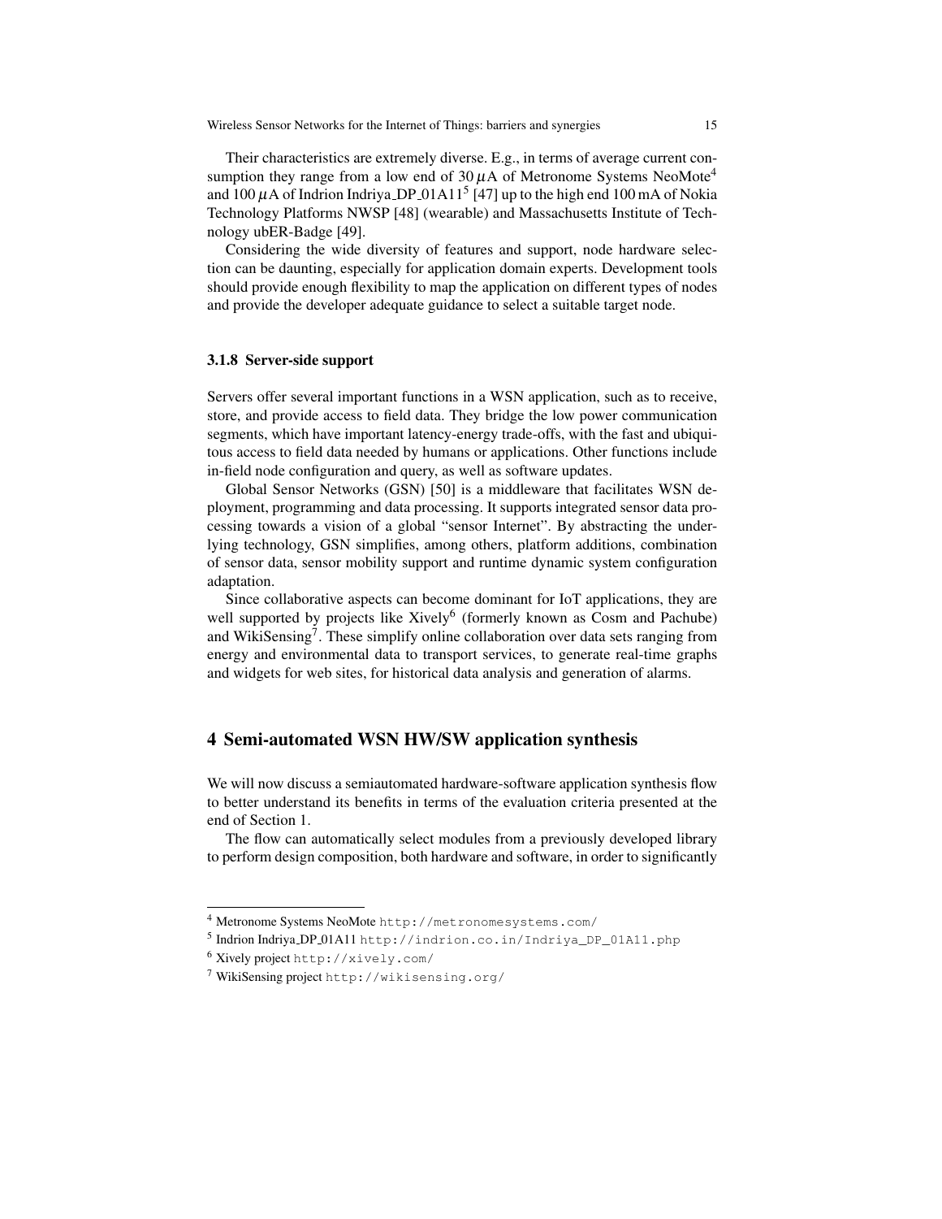Their characteristics are extremely diverse. E.g., in terms of average current consumption they range from a low end of 30 $\mu$A of Metronome Systems NeoMote[4] and 100 $\mu$A of Indrion Indriya_DP_01A11[5] [47] up to the high end 100 mA of Nokia Technology Platforms NWSP [48] (wearable) and Massachusetts Institute of Technology ubER-Badge [49].

Considering the wide diversity of features and support, node hardware selection can be daunting, especially for application domain experts. Development tools should provide enough flexibility to map the application on different types of nodes and provide the developer adequate guidance to select a suitable target node.

### 3.1.8 Server-side support

Servers offer several important functions in a WSN application, such as to receive, store, and provide access to field data. They bridge the low power communication segments, which have important latency-energy trade-offs, with the fast and ubiquitous access to field data needed by humans or applications. Other functions include in-field node configuration and query, as well as software updates.

Global Sensor Networks (GSN) [50] is a middleware that facilitates WSN deployment, programming and data processing. It supports integrated sensor data processing towards a vision of a global "sensor Internet". By abstracting the underlying technology, GSN simplifies, among others, platform additions, combination of sensor data, sensor mobility support and runtime dynamic system configuration adaptation.

Since collaborative aspects can become dominant for IoT applications, they are well supported by projects like Xively[6] (formerly known as Cosm and Pachube) and WikiSensing[7]. These simplify online collaboration over data sets ranging from energy and environmental data to transport services, to generate real-time graphs and widgets for web sites, for historical data analysis and generation of alarms.

## 4 Semi-automated WSN HW/SW application synthesis

We will now discuss a semiautomated hardware-software application synthesis flow to better understand its benefits in terms of the evaluation criteria presented at the end of Section 1.

The flow can automatically select modules from a previously developed library to perform design composition, both hardware and software, in order to significantly

---

[4] Metronome Systems NeoMote `http://metronomesystems.com/`

[5] Indrion Indriya_DP_01A11 `http://indrion.co.in/Indriya_DP_01A11.php`

[6] Xively project `http://xively.com/`

[7] WikiSensing project `http://wikisensing.org/`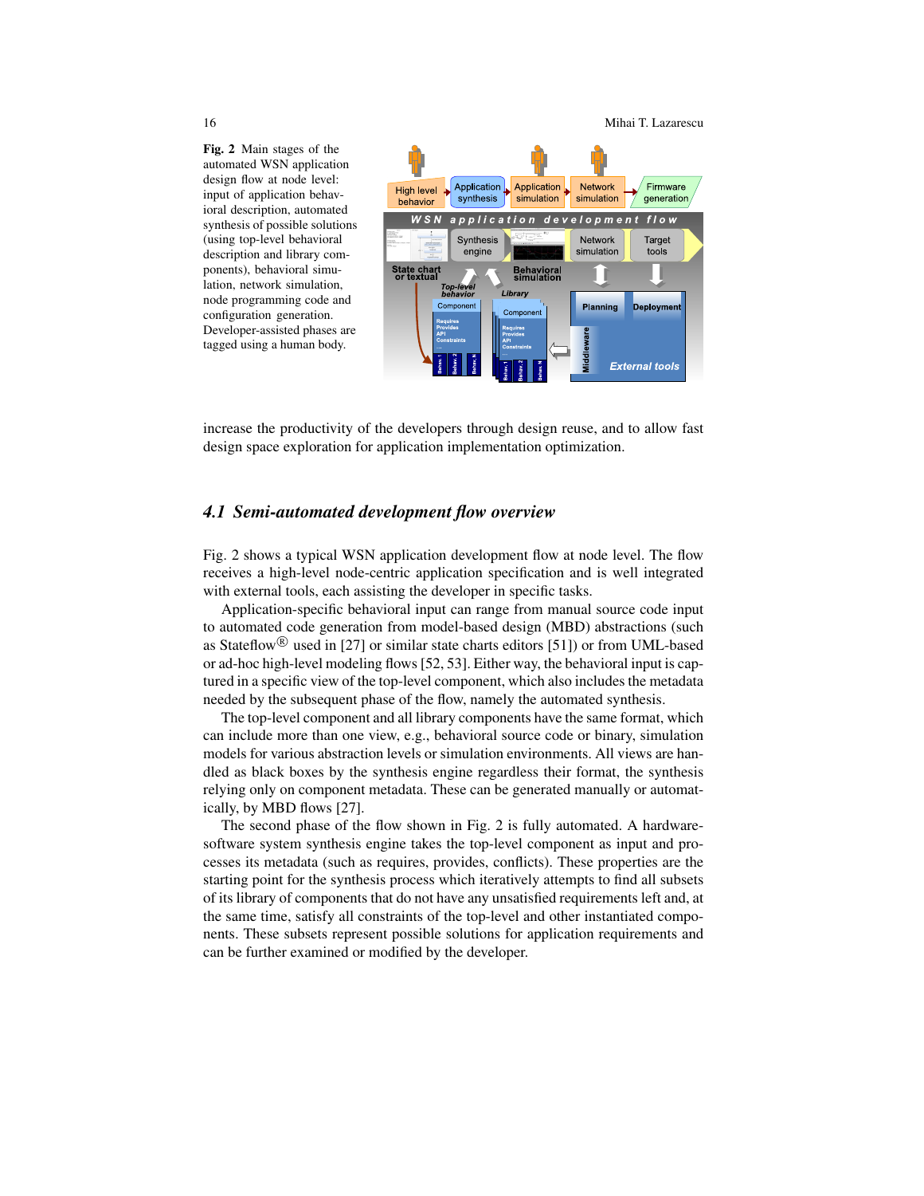**Fig. 2** Main stages of the automated WSN application design flow at node level: input of application behavioral description, automated synthesis of possible solutions (using top-level behavioral description and library components), behavioral simulation, network simulation, node programming code and configuration generation. Developer-assisted phases are tagged using a human body.

increase the productivity of the developers through design reuse, and to allow fast design space exploration for application implementation optimization.

### *4.1 Semi-automated development flow overview*

Fig. 2 shows a typical WSN application development flow at node level. The flow receives a high-level node-centric application specification and is well integrated with external tools, each assisting the developer in specific tasks.

Application-specific behavioral input can range from manual source code input to automated code generation from model-based design (MBD) abstractions (such as Stateflow® used in [27] or similar state charts editors [51]) or from UML-based or ad-hoc high-level modeling flows [52, 53]. Either way, the behavioral input is captured in a specific view of the top-level component, which also includes the metadata needed by the subsequent phase of the flow, namely the automated synthesis.

The top-level component and all library components have the same format, which can include more than one view, e.g., behavioral source code or binary, simulation models for various abstraction levels or simulation environments. All views are handled as black boxes by the synthesis engine regardless their format, the synthesis relying only on component metadata. These can be generated manually or automatically, by MBD flows [27].

The second phase of the flow shown in Fig. 2 is fully automated. A hardware-software system synthesis engine takes the top-level component as input and processes its metadata (such as requires, provides, conflicts). These properties are the starting point for the synthesis process which iteratively attempts to find all subsets of its library of components that do not have any unsatisfied requirements left and, at the same time, satisfy all constraints of the top-level and other instantiated components. These subsets represent possible solutions for application requirements and can be further examined or modified by the developer.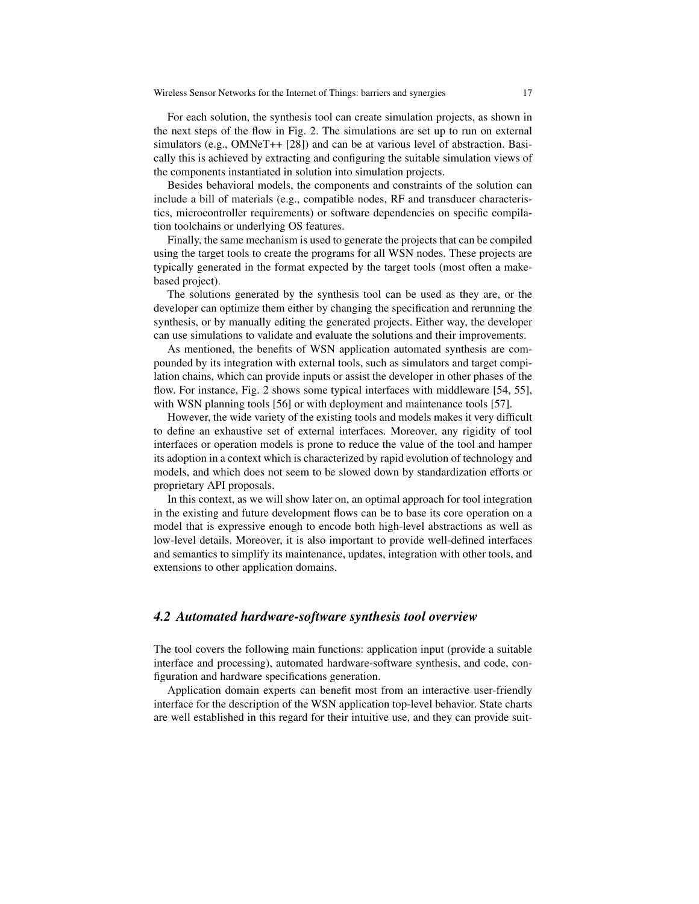For each solution, the synthesis tool can create simulation projects, as shown in the next steps of the flow in Fig. 2. The simulations are set up to run on external simulators (e.g., OMNeT++ [28]) and can be at various level of abstraction. Basically this is achieved by extracting and configuring the suitable simulation views of the components instantiated in solution into simulation projects.

Besides behavioral models, the components and constraints of the solution can include a bill of materials (e.g., compatible nodes, RF and transducer characteristics, microcontroller requirements) or software dependencies on specific compilation toolchains or underlying OS features.

Finally, the same mechanism is used to generate the projects that can be compiled using the target tools to create the programs for all WSN nodes. These projects are typically generated in the format expected by the target tools (most often a make-based project).

The solutions generated by the synthesis tool can be used as they are, or the developer can optimize them either by changing the specification and rerunning the synthesis, or by manually editing the generated projects. Either way, the developer can use simulations to validate and evaluate the solutions and their improvements.

As mentioned, the benefits of WSN application automated synthesis are compounded by its integration with external tools, such as simulators and target compilation chains, which can provide inputs or assist the developer in other phases of the flow. For instance, Fig. 2 shows some typical interfaces with middleware [54, 55], with WSN planning tools [56] or with deployment and maintenance tools [57].

However, the wide variety of the existing tools and models makes it very difficult to define an exhaustive set of external interfaces. Moreover, any rigidity of tool interfaces or operation models is prone to reduce the value of the tool and hamper its adoption in a context which is characterized by rapid evolution of technology and models, and which does not seem to be slowed down by standardization efforts or proprietary API proposals.

In this context, as we will show later on, an optimal approach for tool integration in the existing and future development flows can be to base its core operation on a model that is expressive enough to encode both high-level abstractions as well as low-level details. Moreover, it is also important to provide well-defined interfaces and semantics to simplify its maintenance, updates, integration with other tools, and extensions to other application domains.

### 4.2 Automated hardware-software synthesis tool overview

The tool covers the following main functions: application input (provide a suitable interface and processing), automated hardware-software synthesis, and code, configuration and hardware specifications generation.

Application domain experts can benefit most from an interactive user-friendly interface for the description of the WSN application top-level behavior. State charts are well established in this regard for their intuitive use, and they can provide suit-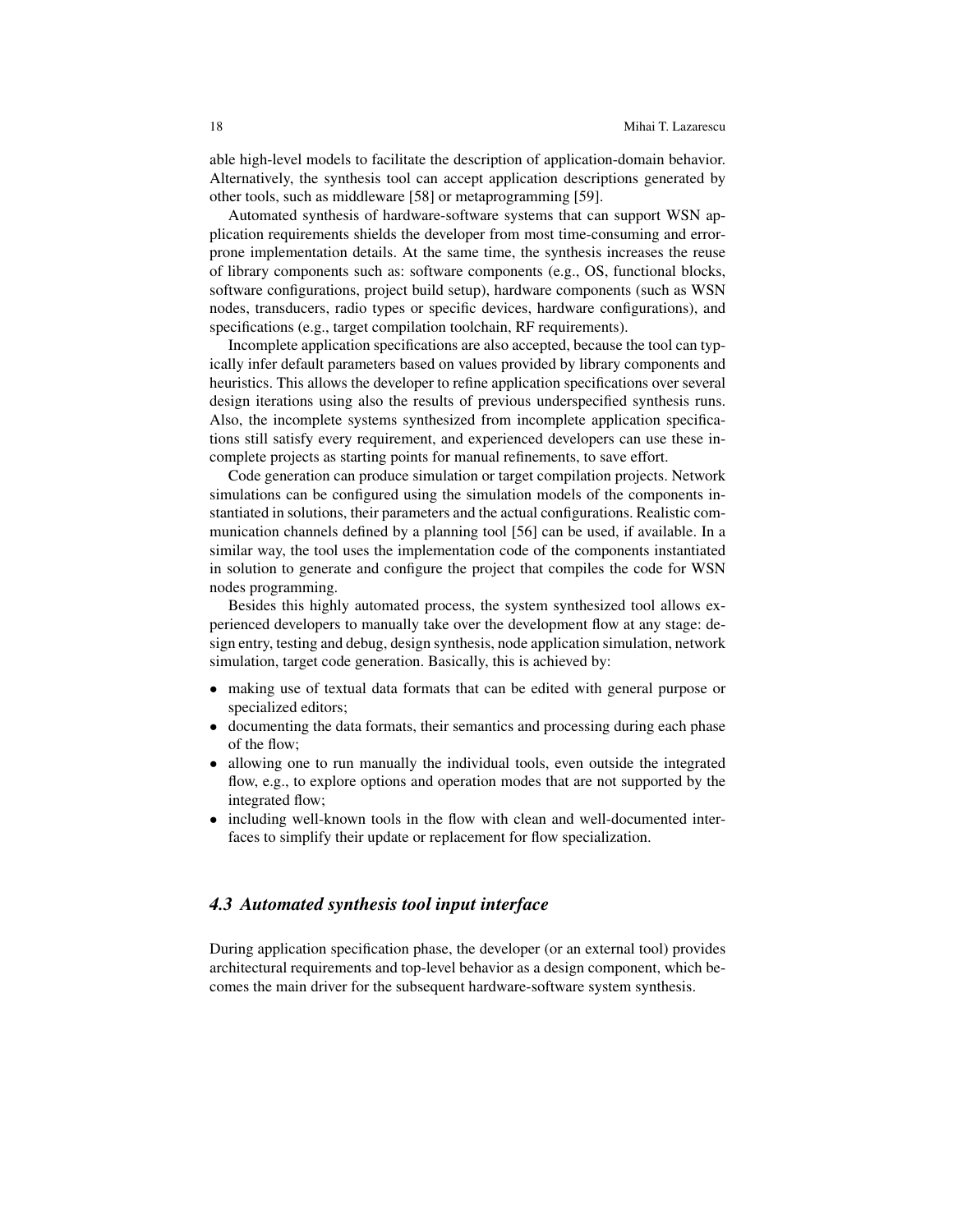able high-level models to facilitate the description of application-domain behavior. Alternatively, the synthesis tool can accept application descriptions generated by other tools, such as middleware [58] or metaprogramming [59].

Automated synthesis of hardware-software systems that can support WSN application requirements shields the developer from most time-consuming and error-prone implementation details. At the same time, the synthesis increases the reuse of library components such as: software components (e.g., OS, functional blocks, software configurations, project build setup), hardware components (such as WSN nodes, transducers, radio types or specific devices, hardware configurations), and specifications (e.g., target compilation toolchain, RF requirements).

Incomplete application specifications are also accepted, because the tool can typically infer default parameters based on values provided by library components and heuristics. This allows the developer to refine application specifications over several design iterations using also the results of previous underspecified synthesis runs. Also, the incomplete systems synthesized from incomplete application specifications still satisfy every requirement, and experienced developers can use these incomplete projects as starting points for manual refinements, to save effort.

Code generation can produce simulation or target compilation projects. Network simulations can be configured using the simulation models of the components instantiated in solutions, their parameters and the actual configurations. Realistic communication channels defined by a planning tool [56] can be used, if available. In a similar way, the tool uses the implementation code of the components instantiated in solution to generate and configure the project that compiles the code for WSN nodes programming.

Besides this highly automated process, the system synthesized tool allows experienced developers to manually take over the development flow at any stage: design entry, testing and debug, design synthesis, node application simulation, network simulation, target code generation. Basically, this is achieved by:

- making use of textual data formats that can be edited with general purpose or specialized editors;
- documenting the data formats, their semantics and processing during each phase of the flow;
- allowing one to run manually the individual tools, even outside the integrated flow, e.g., to explore options and operation modes that are not supported by the integrated flow;
- including well-known tools in the flow with clean and well-documented interfaces to simplify their update or replacement for flow specialization.

### *4.3 Automated synthesis tool input interface*

During application specification phase, the developer (or an external tool) provides architectural requirements and top-level behavior as a design component, which becomes the main driver for the subsequent hardware-software system synthesis.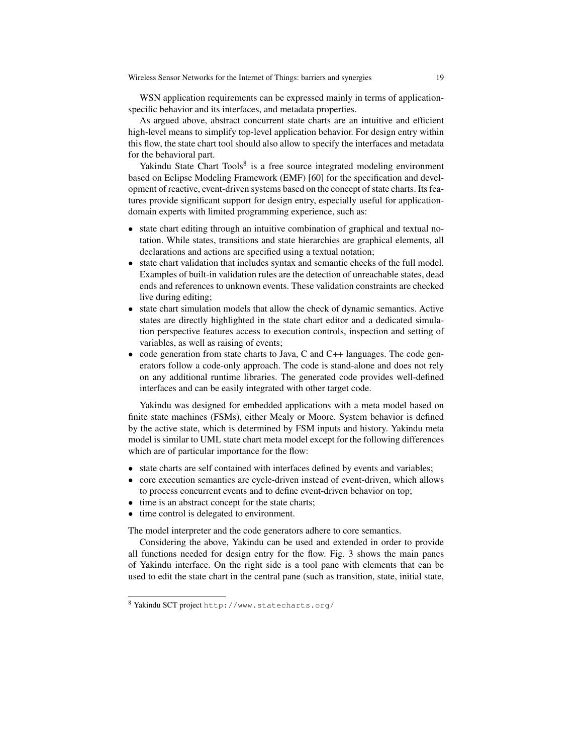WSN application requirements can be expressed mainly in terms of application-specific behavior and its interfaces, and metadata properties.

As argued above, abstract concurrent state charts are an intuitive and efficient high-level means to simplify top-level application behavior. For design entry within this flow, the state chart tool should also allow to specify the interfaces and metadata for the behavioral part.

Yakindu State Chart Tools[8] is a free source integrated modeling environment based on Eclipse Modeling Framework (EMF) [60] for the specification and development of reactive, event-driven systems based on the concept of state charts. Its features provide significant support for design entry, especially useful for application-domain experts with limited programming experience, such as:

- state chart editing through an intuitive combination of graphical and textual notation. While states, transitions and state hierarchies are graphical elements, all declarations and actions are specified using a textual notation;
- state chart validation that includes syntax and semantic checks of the full model. Examples of built-in validation rules are the detection of unreachable states, dead ends and references to unknown events. These validation constraints are checked live during editing;
- state chart simulation models that allow the check of dynamic semantics. Active states are directly highlighted in the state chart editor and a dedicated simulation perspective features access to execution controls, inspection and setting of variables, as well as raising of events;
- code generation from state charts to Java, C and C++ languages. The code generators follow a code-only approach. The code is stand-alone and does not rely on any additional runtime libraries. The generated code provides well-defined interfaces and can be easily integrated with other target code.

Yakindu was designed for embedded applications with a meta model based on finite state machines (FSMs), either Mealy or Moore. System behavior is defined by the active state, which is determined by FSM inputs and history. Yakindu meta model is similar to UML state chart meta model except for the following differences which are of particular importance for the flow:

- state charts are self contained with interfaces defined by events and variables;
- core execution semantics are cycle-driven instead of event-driven, which allows to process concurrent events and to define event-driven behavior on top;
- time is an abstract concept for the state charts;
- time control is delegated to environment.

The model interpreter and the code generators adhere to core semantics.

Considering the above, Yakindu can be used and extended in order to provide all functions needed for design entry for the flow. Fig. 3 shows the main panes of Yakindu interface. On the right side is a tool pane with elements that can be used to edit the state chart in the central pane (such as transition, state, initial state,

[8] Yakindu SCT project http://www.statecharts.org/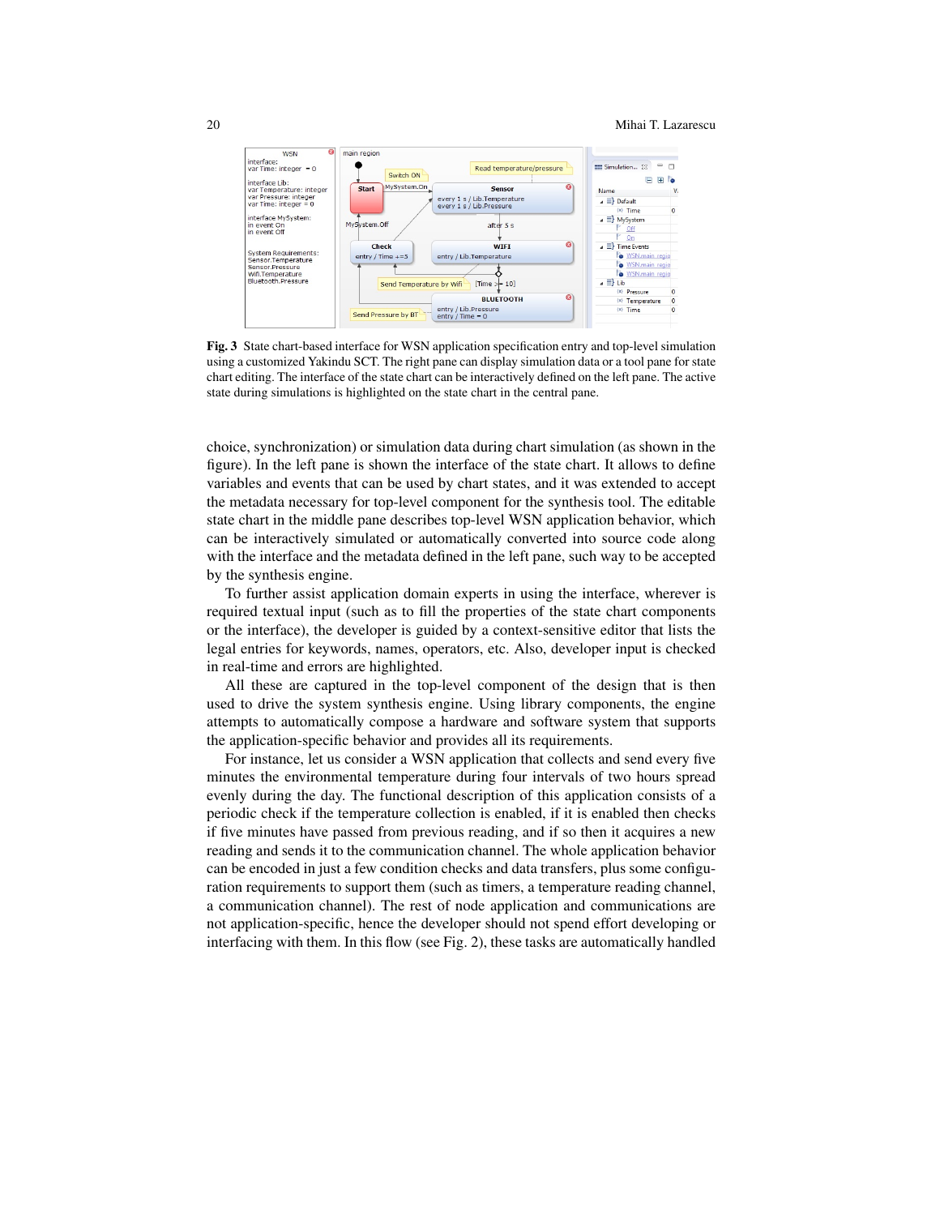WSN
interface:
var Time: integer = 0

interface Lib:
var Temperature: integer
var Pressure: integer
var Time: integer = 0

interface MySystem:
in event On
in event Off

System Requirements:
Sensor.Temperature
Sensor.Pressure
Wifi.Temperature
Bluetooth.Pressure

main region

Switch ON

Read temperature/pressure

Start

MySystem.On

Sensor

every 1 s / Lib.Temperature
every 1 s / Lib.Pressure

MySystem.Off

after 5 s

Check

entry / Time += 5

WIFI

entry / Lib.Temperature

Send Temperature by Wifi

[Time >= 10]

BLUETOOTH

Send Pressure by BT

entry / Lib.Pressure
entry / Time = 0

Simulation...

Name

Default

Time

MySystem

Off

On

Time Events

WSN.main_regio

WSN.main_regio

WSN.main_regio

Lib

Pressure

Temperature

Time

**Fig. 3** State chart-based interface for WSN application specification entry and top-level simulation using a customized Yakindu SCT. The right pane can display simulation data or a tool pane for state chart editing. The interface of the state chart can be interactively defined on the left pane. The active state during simulations is highlighted on the state chart in the central pane.

choice, synchronization) or simulation data during chart simulation (as shown in the figure). In the left pane is shown the interface of the state chart. It allows to define variables and events that can be used by chart states, and it was extended to accept the metadata necessary for top-level component for the synthesis tool. The editable state chart in the middle pane describes top-level WSN application behavior, which can be interactively simulated or automatically converted into source code along with the interface and the metadata defined in the left pane, such way to be accepted by the synthesis engine.

To further assist application domain experts in using the interface, wherever is required textual input (such as to fill the properties of the state chart components or the interface), the developer is guided by a context-sensitive editor that lists the legal entries for keywords, names, operators, etc. Also, developer input is checked in real-time and errors are highlighted.

All these are captured in the top-level component of the design that is then used to drive the system synthesis engine. Using library components, the engine attempts to automatically compose a hardware and software system that supports the application-specific behavior and provides all its requirements.

For instance, let us consider a WSN application that collects and send every five minutes the environmental temperature during four intervals of two hours spread evenly during the day. The functional description of this application consists of a periodic check if the temperature collection is enabled, if it is enabled then checks if five minutes have passed from previous reading, and if so then it acquires a new reading and sends it to the communication channel. The whole application behavior can be encoded in just a few condition checks and data transfers, plus some configuration requirements to support them (such as timers, a temperature reading channel, a communication channel). The rest of node application and communications are not application-specific, hence the developer should not spend effort developing or interfacing with them. In this flow (see Fig. 2), these tasks are automatically handled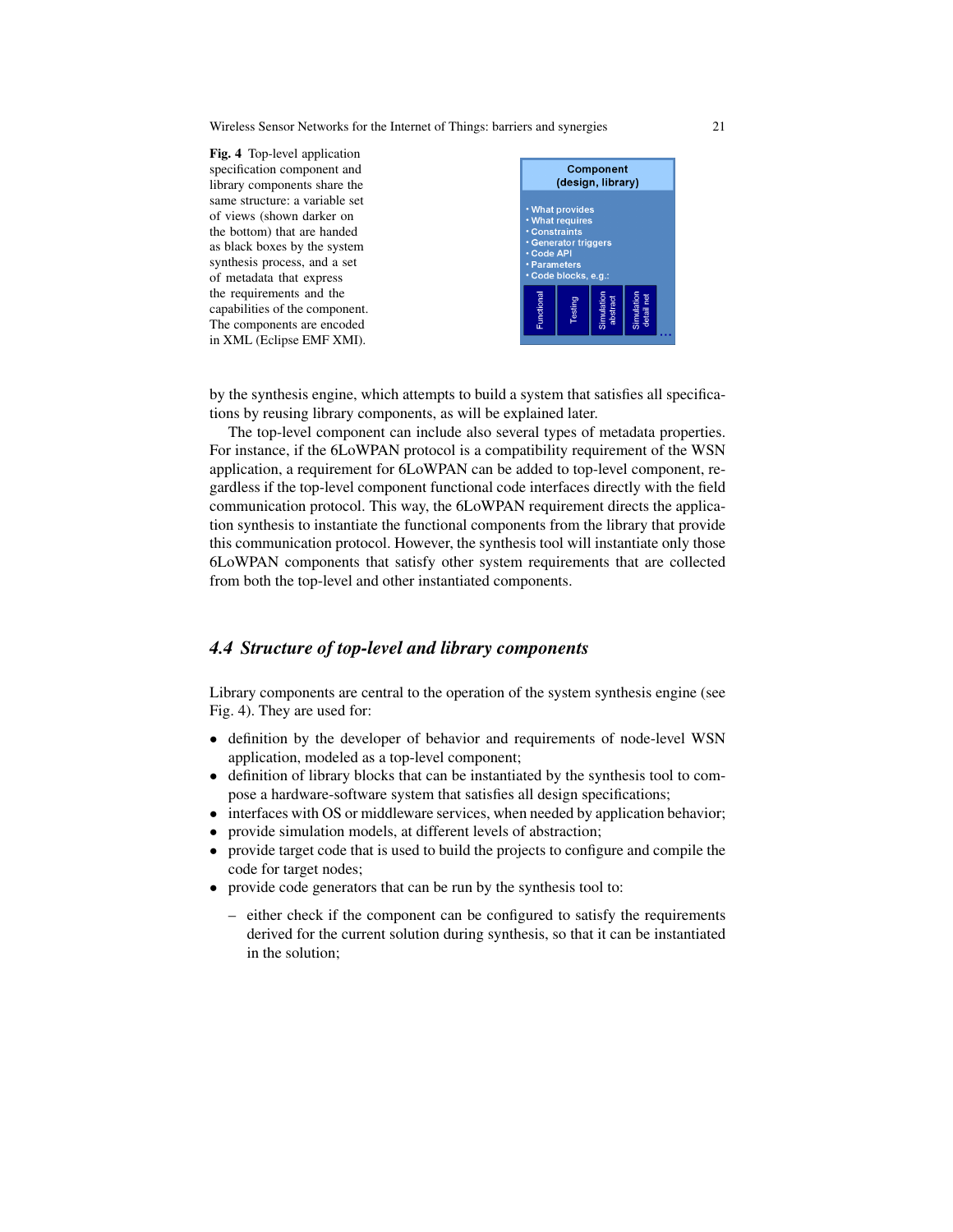**Fig. 4** Top-level application specification component and library components share the same structure: a variable set of views (shown darker on the bottom) that are handed as black boxes by the system synthesis process, and a set of metadata that express the requirements and the capabilities of the component. The components are encoded in XML (Eclipse EMF XMI).

by the synthesis engine, which attempts to build a system that satisfies all specifications by reusing library components, as will be explained later.

The top-level component can include also several types of metadata properties. For instance, if the 6LoWPAN protocol is a compatibility requirement of the WSN application, a requirement for 6LoWPAN can be added to top-level component, regardless if the top-level component functional code interfaces directly with the field communication protocol. This way, the 6LoWPAN requirement directs the application synthesis to instantiate the functional components from the library that provide this communication protocol. However, the synthesis tool will instantiate only those 6LoWPAN components that satisfy other system requirements that are collected from both the top-level and other instantiated components.

### *4.4 Structure of top-level and library components*

Library components are central to the operation of the system synthesis engine (see Fig. 4). They are used for:

- definition by the developer of behavior and requirements of node-level WSN application, modeled as a top-level component;
- definition of library blocks that can be instantiated by the synthesis tool to compose a hardware-software system that satisfies all design specifications;
- interfaces with OS or middleware services, when needed by application behavior;
- provide simulation models, at different levels of abstraction;
- provide target code that is used to build the projects to configure and compile the code for target nodes;
- provide code generators that can be run by the synthesis tool to:
  - either check if the component can be configured to satisfy the requirements derived for the current solution during synthesis, so that it can be instantiated in the solution;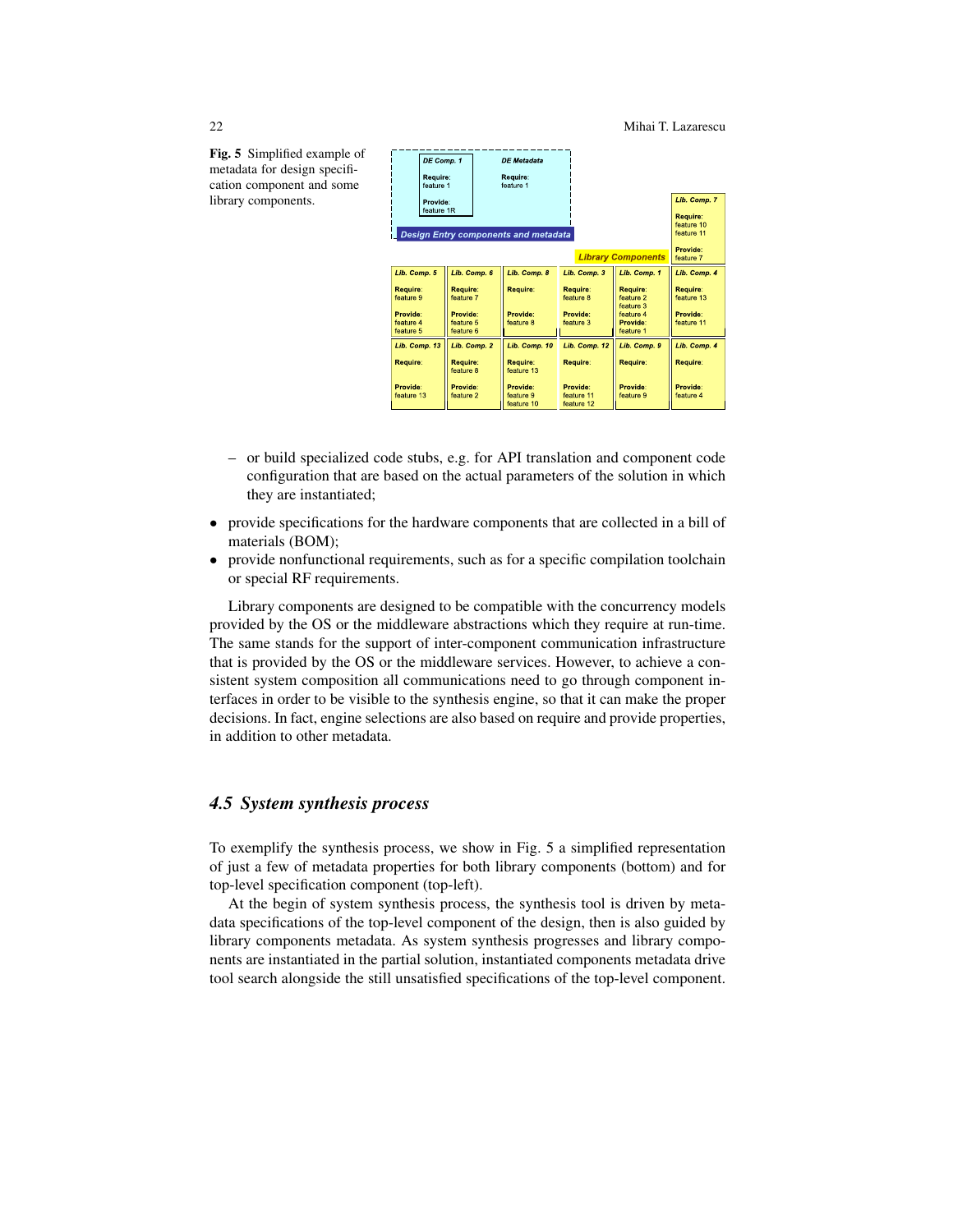**Fig. 5** Simplified example of metadata for design specification component and some library components.

– or build specialized code stubs, e.g. for API translation and component code configuration that are based on the actual parameters of the solution in which they are instantiated;

- provide specifications for the hardware components that are collected in a bill of materials (BOM);
- provide nonfunctional requirements, such as for a specific compilation toolchain or special RF requirements.

Library components are designed to be compatible with the concurrency models provided by the OS or the middleware abstractions which they require at run-time. The same stands for the support of inter-component communication infrastructure that is provided by the OS or the middleware services. However, to achieve a consistent system composition all communications need to go through component interfaces in order to be visible to the synthesis engine, so that it can make the proper decisions. In fact, engine selections are also based on require and provide properties, in addition to other metadata.

### *4.5 System synthesis process*

To exemplify the synthesis process, we show in Fig. 5 a simplified representation of just a few of metadata properties for both library components (bottom) and for top-level specification component (top-left).

At the begin of system synthesis process, the synthesis tool is driven by metadata specifications of the top-level component of the design, then is also guided by library components metadata. As system synthesis progresses and library components are instantiated in the partial solution, instantiated components metadata drive tool search alongside the still unsatisfied specifications of the top-level component.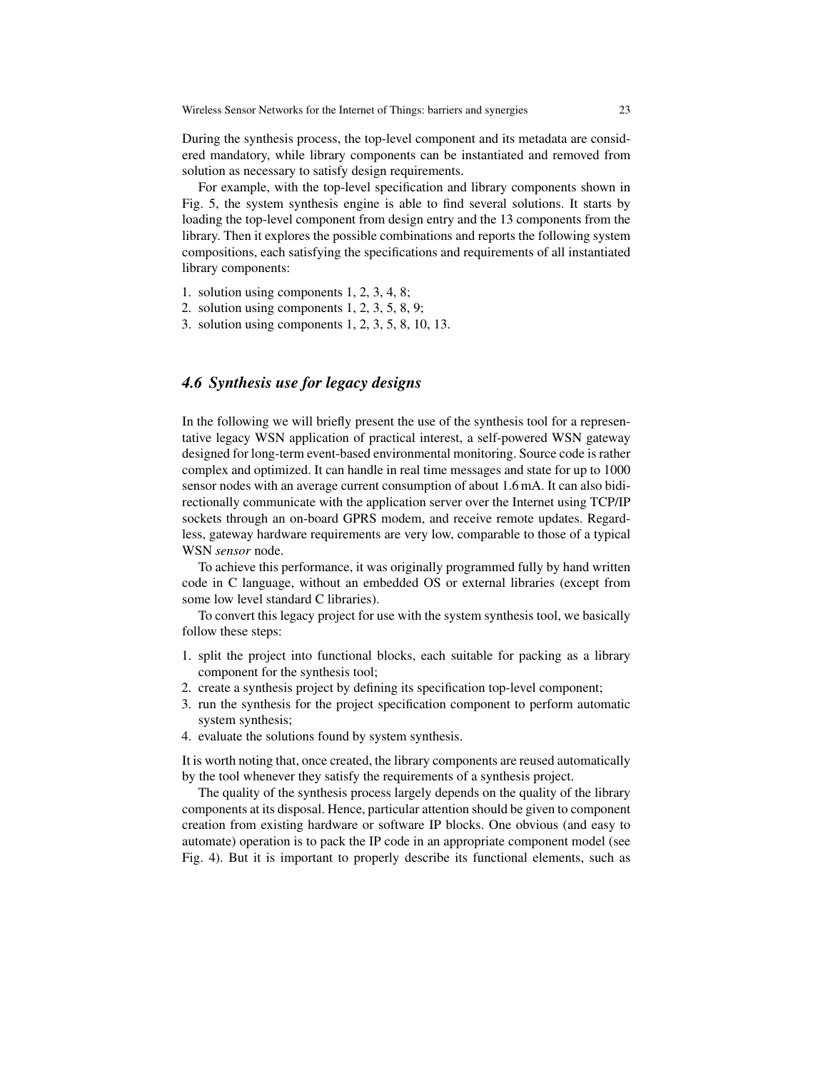During the synthesis process, the top-level component and its metadata are considered mandatory, while library components can be instantiated and removed from solution as necessary to satisfy design requirements.

For example, with the top-level specification and library components shown in Fig. 5, the system synthesis engine is able to find several solutions. It starts by loading the top-level component from design entry and the 13 components from the library. Then it explores the possible combinations and reports the following system compositions, each satisfying the specifications and requirements of all instantiated library components:

1. solution using components 1, 2, 3, 4, 8;
2. solution using components 1, 2, 3, 5, 8, 9;
3. solution using components 1, 2, 3, 5, 8, 10, 13.

### 4.6 Synthesis use for legacy designs

In the following we will briefly present the use of the synthesis tool for a representative legacy WSN application of practical interest, a self-powered WSN gateway designed for long-term event-based environmental monitoring. Source code is rather complex and optimized. It can handle in real time messages and state for up to 1000 sensor nodes with an average current consumption of about 1.6 mA. It can also bidirectionally communicate with the application server over the Internet using TCP/IP sockets through an on-board GPRS modem, and receive remote updates. Regardless, gateway hardware requirements are very low, comparable to those of a typical WSN *sensor* node.

To achieve this performance, it was originally programmed fully by hand written code in C language, without an embedded OS or external libraries (except from some low level standard C libraries).

To convert this legacy project for use with the system synthesis tool, we basically follow these steps:

1. split the project into functional blocks, each suitable for packing as a library component for the synthesis tool;
2. create a synthesis project by defining its specification top-level component;
3. run the synthesis for the project specification component to perform automatic system synthesis;
4. evaluate the solutions found by system synthesis.

It is worth noting that, once created, the library components are reused automatically by the tool whenever they satisfy the requirements of a synthesis project.

The quality of the synthesis process largely depends on the quality of the library components at its disposal. Hence, particular attention should be given to component creation from existing hardware or software IP blocks. One obvious (and easy to automate) operation is to pack the IP code in an appropriate component model (see Fig. 4). But it is important to properly describe its functional elements, such as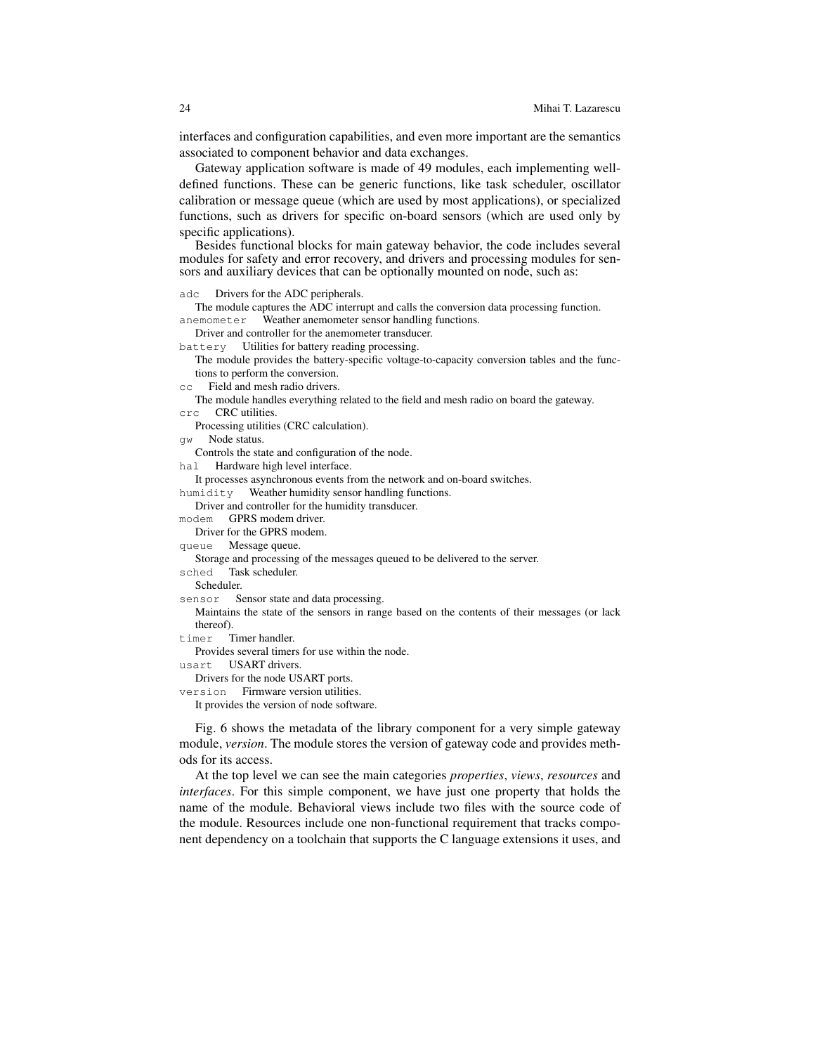interfaces and configuration capabilities, and even more important are the semantics associated to component behavior and data exchanges.

Gateway application software is made of 49 modules, each implementing well-defined functions. These can be generic functions, like task scheduler, oscillator calibration or message queue (which are used by most applications), or specialized functions, such as drivers for specific on-board sensors (which are used only by specific applications).

Besides functional blocks for main gateway behavior, the code includes several modules for safety and error recovery, and drivers and processing modules for sensors and auxiliary devices that can be optionally mounted on node, such as:

`adc` Drivers for the ADC peripherals.
The module captures the ADC interrupt and calls the conversion data processing function.

`anemometer` Weather anemometer sensor handling functions.
Driver and controller for the anemometer transducer.

`battery` Utilities for battery reading processing.
The module provides the battery-specific voltage-to-capacity conversion tables and the functions to perform the conversion.

`cc` Field and mesh radio drivers.
The module handles everything related to the field and mesh radio on board the gateway.

`crc` CRC utilities.
Processing utilities (CRC calculation).

`gw` Node status.
Controls the state and configuration of the node.

`hal` Hardware high level interface.
It processes asynchronous events from the network and on-board switches.

`humidity` Weather humidity sensor handling functions.
Driver and controller for the humidity transducer.

`modem` GPRS modem driver.
Driver for the GPRS modem.

`queue` Message queue.
Storage and processing of the messages queued to be delivered to the server.

`sched` Task scheduler.
Scheduler.

`sensor` Sensor state and data processing.
Maintains the state of the sensors in range based on the contents of their messages (or lack thereof).

`timer` Timer handler.
Provides several timers for use within the node.

`usart` USART drivers.
Drivers for the node USART ports.

`version` Firmware version utilities.
It provides the version of node software.

Fig. 6 shows the metadata of the library component for a very simple gateway module, *version*. The module stores the version of gateway code and provides methods for its access.

At the top level we can see the main categories *properties*, *views*, *resources* and *interfaces*. For this simple component, we have just one property that holds the name of the module. Behavioral views include two files with the source code of the module. Resources include one non-functional requirement that tracks component dependency on a toolchain that supports the C language extensions it uses, and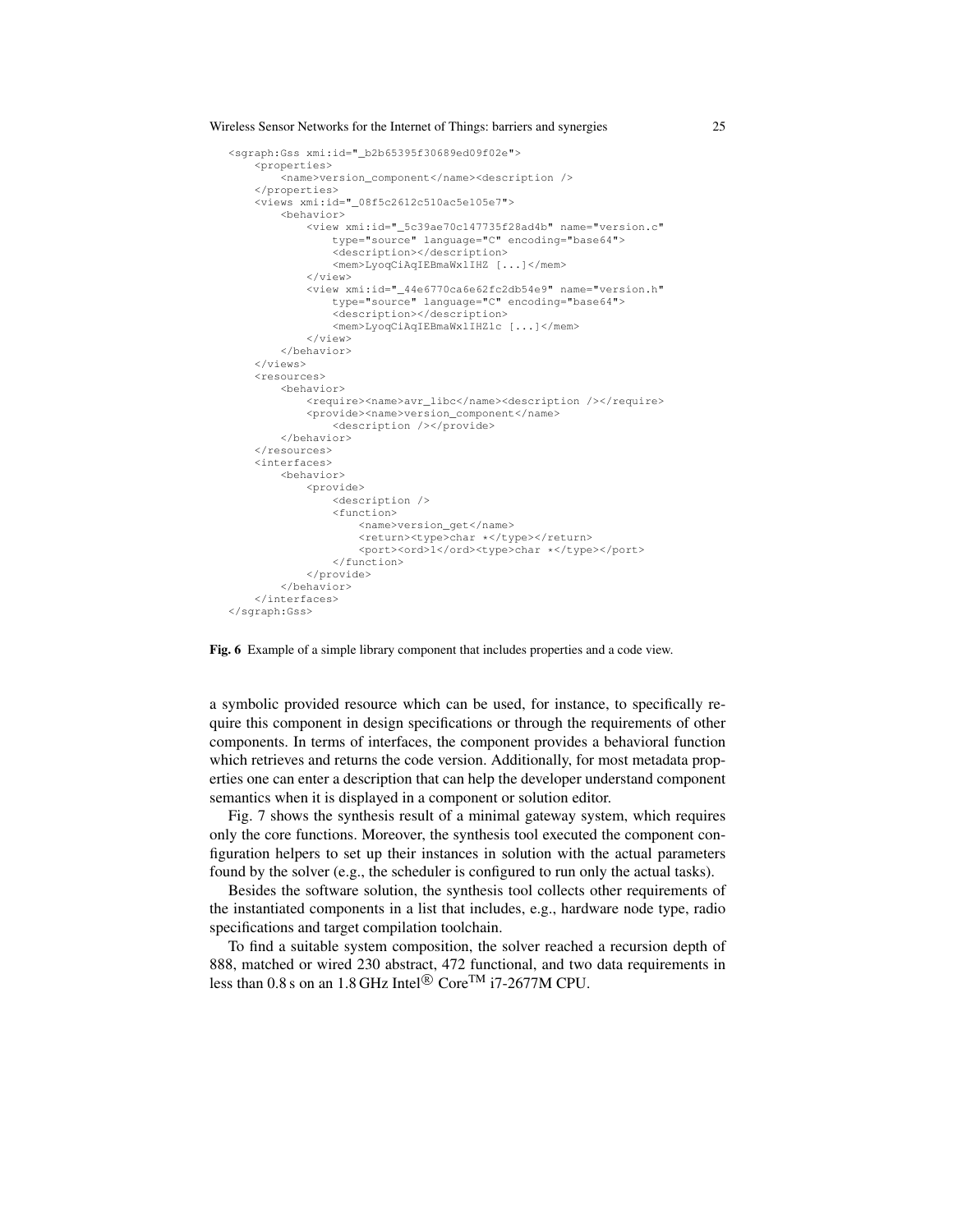```
<sgraph:Gss xmi:id="_b2b65395f30689ed09f02e">
    <properties>
        <name>version_component</name><description />
    </properties>
    <views xmi:id="_08f5c2612c510ac5e105e7">
        <behavior>
            <view xmi:id="_5c39ae70c147735f28ad4b" name="version.c"
                type="source" language="C" encoding="base64">
                <description></description>
                <mem>LyoqCiAqIEBmaWxlIHZ [...]</mem>
            </view>
            <view xmi:id="_44e6770ca6e62fc2db54e9" name="version.h"
                type="source" language="C" encoding="base64">
                <description></description>
                <mem>LyoqCiAqIEBmaWxlIHZ1c [...]</mem>
            </view>
        </behavior>
    </views>
    <resources>
        <behavior>
            <require><name>avr_libc</name><description /></require>
            <provide><name>version_component</name>
                <description /></provide>
        </behavior>
    </resources>
    <interfaces>
        <behavior>
            <provide>
                <description />
                <function>
                    <name>version_get</name>
                    <return><type>char *</type></return>
                    <port><ord>1</ord><type>char *</type></port>
                </function>
            </provide>
        </behavior>
    </interfaces>
</sgraph:Gss>
```

**Fig. 6** Example of a simple library component that includes properties and a code view.

a symbolic provided resource which can be used, for instance, to specifically require this component in design specifications or through the requirements of other components. In terms of interfaces, the component provides a behavioral function which retrieves and returns the code version. Additionally, for most metadata properties one can enter a description that can help the developer understand component semantics when it is displayed in a component or solution editor.

Fig. 7 shows the synthesis result of a minimal gateway system, which requires only the core functions. Moreover, the synthesis tool executed the component configuration helpers to set up their instances in solution with the actual parameters found by the solver (e.g., the scheduler is configured to run only the actual tasks).

Besides the software solution, the synthesis tool collects other requirements of the instantiated components in a list that includes, e.g., hardware node type, radio specifications and target compilation toolchain.

To find a suitable system composition, the solver reached a recursion depth of 888, matched or wired 230 abstract, 472 functional, and two data requirements in less than 0.8 s on an 1.8 GHz Intel® Core™ i7-2677M CPU.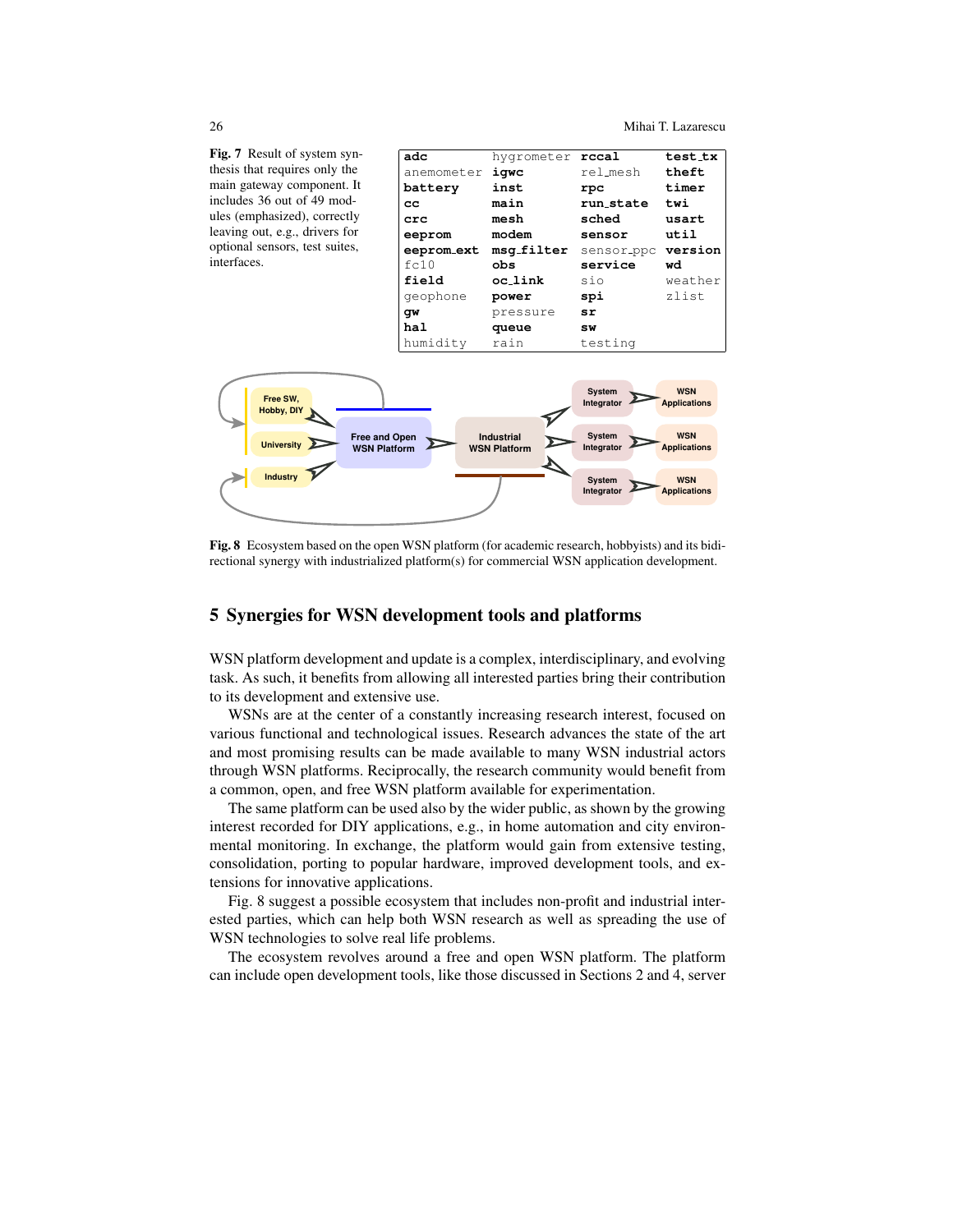**Fig. 7** Result of system synthesis that requires only the main gateway component. It includes 36 out of 49 modules (emphasized), correctly leaving out, e.g., drivers for optional sensors, test suites, interfaces.

| | | | |
|---|---|---|---|
| **adc** | hygrometer | **rccal** | **test_tx** |
| anemometer | **igwc** | rel_mesh | **theft** |
| **battery** | **inst** | **rpc** | **timer** |
| **cc** | **main** | **run_state** | **twi** |
| **crc** | **mesh** | **sched** | **usart** |
| **eeprom** | **modem** | **sensor** | **util** |
| **eeprom_ext** | **msg_filter** | sensor_ppc | **version** |
| fc10 | **obs** | **service** | **wd** |
| **field** | **oc_link** | sio | weather |
| geophone | **power** | **spi** | zlist |
| **gw** | pressure | **sr** | |
| **hal** | **queue** | **sw** | |
| humidity | rain | testing | |

**Fig. 8** Ecosystem based on the open WSN platform (for academic research, hobbyists) and its bidirectional synergy with industrialized platform(s) for commercial WSN application development.

## 5 Synergies for WSN development tools and platforms

WSN platform development and update is a complex, interdisciplinary, and evolving task. As such, it benefits from allowing all interested parties bring their contribution to its development and extensive use.

WSNs are at the center of a constantly increasing research interest, focused on various functional and technological issues. Research advances the state of the art and most promising results can be made available to many WSN industrial actors through WSN platforms. Reciprocally, the research community would benefit from a common, open, and free WSN platform available for experimentation.

The same platform can be used also by the wider public, as shown by the growing interest recorded for DIY applications, e.g., in home automation and city environmental monitoring. In exchange, the platform would gain from extensive testing, consolidation, porting to popular hardware, improved development tools, and extensions for innovative applications.

Fig. 8 suggest a possible ecosystem that includes non-profit and industrial interested parties, which can help both WSN research as well as spreading the use of WSN technologies to solve real life problems.

The ecosystem revolves around a free and open WSN platform. The platform can include open development tools, like those discussed in Sections 2 and 4, server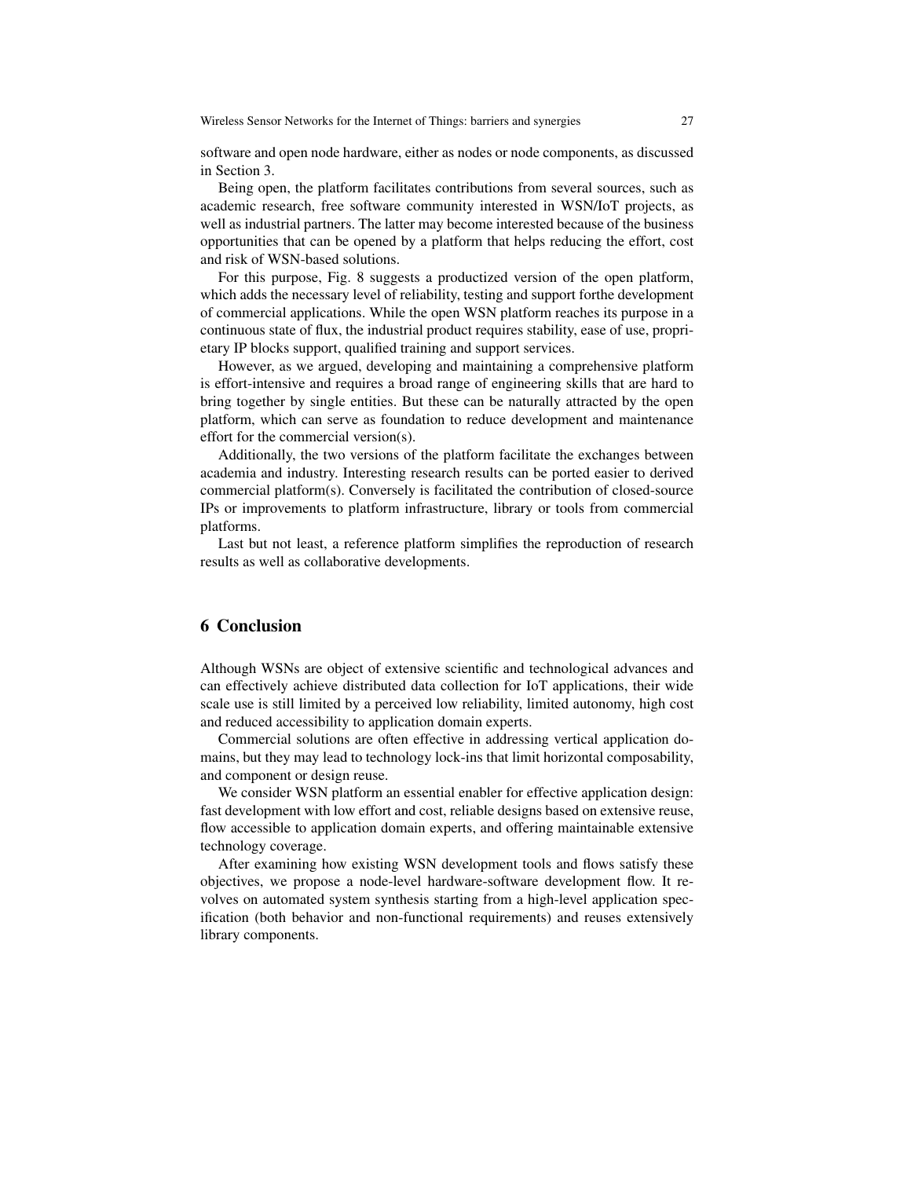software and open node hardware, either as nodes or node components, as discussed in Section 3.

Being open, the platform facilitates contributions from several sources, such as academic research, free software community interested in WSN/IoT projects, as well as industrial partners. The latter may become interested because of the business opportunities that can be opened by a platform that helps reducing the effort, cost and risk of WSN-based solutions.

For this purpose, Fig. 8 suggests a productized version of the open platform, which adds the necessary level of reliability, testing and support forthe development of commercial applications. While the open WSN platform reaches its purpose in a continuous state of flux, the industrial product requires stability, ease of use, proprietary IP blocks support, qualified training and support services.

However, as we argued, developing and maintaining a comprehensive platform is effort-intensive and requires a broad range of engineering skills that are hard to bring together by single entities. But these can be naturally attracted by the open platform, which can serve as foundation to reduce development and maintenance effort for the commercial version(s).

Additionally, the two versions of the platform facilitate the exchanges between academia and industry. Interesting research results can be ported easier to derived commercial platform(s). Conversely is facilitated the contribution of closed-source IPs or improvements to platform infrastructure, library or tools from commercial platforms.

Last but not least, a reference platform simplifies the reproduction of research results as well as collaborative developments.

## 6 Conclusion

Although WSNs are object of extensive scientific and technological advances and can effectively achieve distributed data collection for IoT applications, their wide scale use is still limited by a perceived low reliability, limited autonomy, high cost and reduced accessibility to application domain experts.

Commercial solutions are often effective in addressing vertical application domains, but they may lead to technology lock-ins that limit horizontal composability, and component or design reuse.

We consider WSN platform an essential enabler for effective application design: fast development with low effort and cost, reliable designs based on extensive reuse, flow accessible to application domain experts, and offering maintainable extensive technology coverage.

After examining how existing WSN development tools and flows satisfy these objectives, we propose a node-level hardware-software development flow. It revolves on automated system synthesis starting from a high-level application specification (both behavior and non-functional requirements) and reuses extensively library components.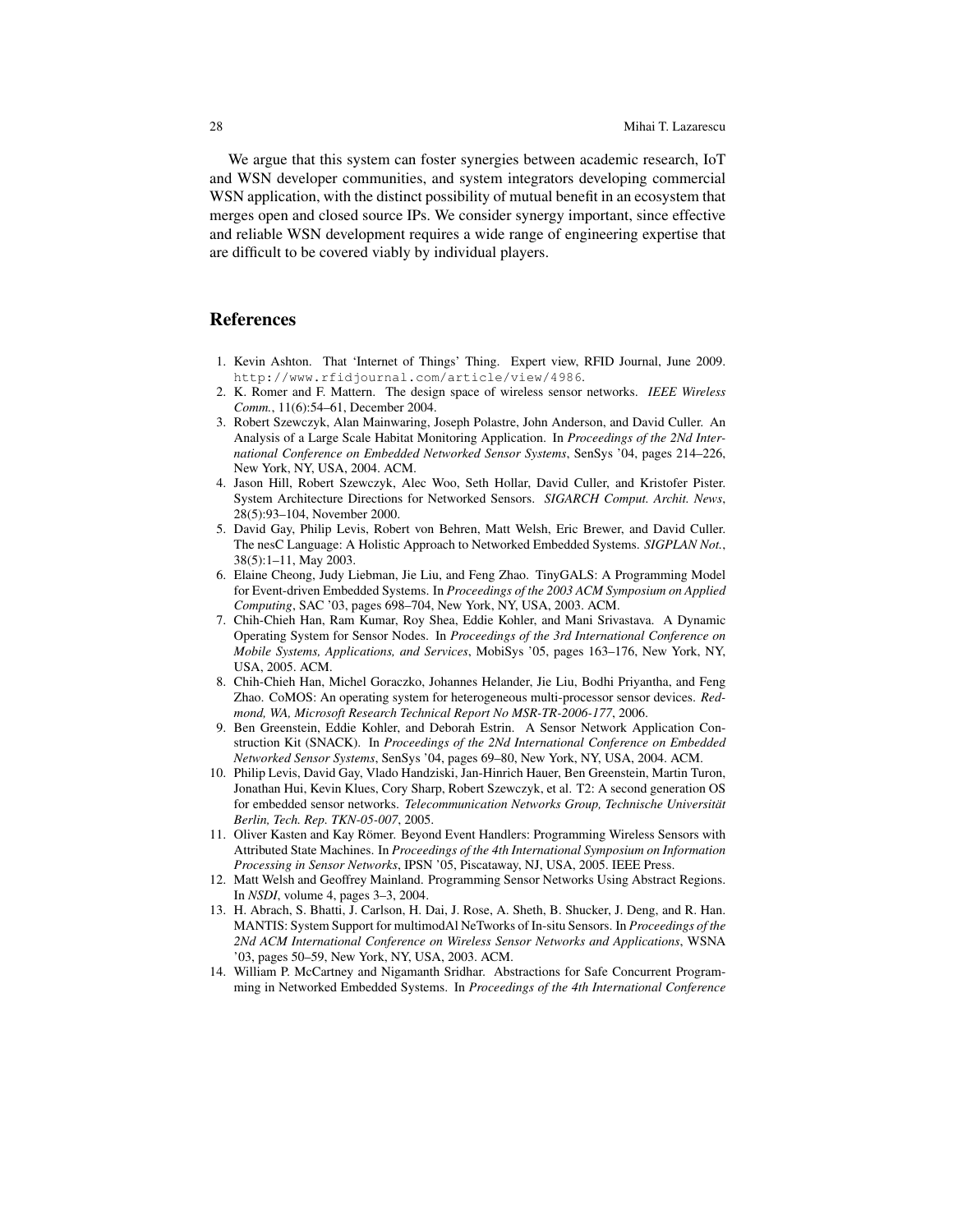We argue that this system can foster synergies between academic research, IoT and WSN developer communities, and system integrators developing commercial WSN application, with the distinct possibility of mutual benefit in an ecosystem that merges open and closed source IPs. We consider synergy important, since effective and reliable WSN development requires a wide range of engineering expertise that are difficult to be covered viably by individual players.

## References

1. Kevin Ashton. That 'Internet of Things' Thing. Expert view, RFID Journal, June 2009. http://www.rfidjournal.com/article/view/4986.
2. K. Romer and F. Mattern. The design space of wireless sensor networks. *IEEE Wireless Comm.*, 11(6):54–61, December 2004.
3. Robert Szewczyk, Alan Mainwaring, Joseph Polastre, John Anderson, and David Culler. An Analysis of a Large Scale Habitat Monitoring Application. In *Proceedings of the 2Nd International Conference on Embedded Networked Sensor Systems*, SenSys '04, pages 214–226, New York, NY, USA, 2004. ACM.
4. Jason Hill, Robert Szewczyk, Alec Woo, Seth Hollar, David Culler, and Kristofer Pister. System Architecture Directions for Networked Sensors. *SIGARCH Comput. Archit. News*, 28(5):93–104, November 2000.
5. David Gay, Philip Levis, Robert von Behren, Matt Welsh, Eric Brewer, and David Culler. The nesC Language: A Holistic Approach to Networked Embedded Systems. *SIGPLAN Not.*, 38(5):1–11, May 2003.
6. Elaine Cheong, Judy Liebman, Jie Liu, and Feng Zhao. TinyGALS: A Programming Model for Event-driven Embedded Systems. In *Proceedings of the 2003 ACM Symposium on Applied Computing*, SAC '03, pages 698–704, New York, NY, USA, 2003. ACM.
7. Chih-Chieh Han, Ram Kumar, Roy Shea, Eddie Kohler, and Mani Srivastava. A Dynamic Operating System for Sensor Nodes. In *Proceedings of the 3rd International Conference on Mobile Systems, Applications, and Services*, MobiSys '05, pages 163–176, New York, NY, USA, 2005. ACM.
8. Chih-Chieh Han, Michel Goraczko, Johannes Helander, Jie Liu, Bodhi Priyantha, and Feng Zhao. CoMOS: An operating system for heterogeneous multi-processor sensor devices. *Redmond, WA, Microsoft Research Technical Report No MSR-TR-2006-177*, 2006.
9. Ben Greenstein, Eddie Kohler, and Deborah Estrin. A Sensor Network Application Construction Kit (SNACK). In *Proceedings of the 2Nd International Conference on Embedded Networked Sensor Systems*, SenSys '04, pages 69–80, New York, NY, USA, 2004. ACM.
10. Philip Levis, David Gay, Vlado Handziski, Jan-Hinrich Hauer, Ben Greenstein, Martin Turon, Jonathan Hui, Kevin Klues, Cory Sharp, Robert Szewczyk, et al. T2: A second generation OS for embedded sensor networks. *Telecommunication Networks Group, Technische Universität Berlin, Tech. Rep. TKN-05-007*, 2005.
11. Oliver Kasten and Kay Römer. Beyond Event Handlers: Programming Wireless Sensors with Attributed State Machines. In *Proceedings of the 4th International Symposium on Information Processing in Sensor Networks*, IPSN '05, Piscataway, NJ, USA, 2005. IEEE Press.
12. Matt Welsh and Geoffrey Mainland. Programming Sensor Networks Using Abstract Regions. In *NSDI*, volume 4, pages 3–3, 2004.
13. H. Abrach, S. Bhatti, J. Carlson, H. Dai, J. Rose, A. Sheth, B. Shucker, J. Deng, and R. Han. MANTIS: System Support for multimodAl NeTworks of In-situ Sensors. In *Proceedings of the 2Nd ACM International Conference on Wireless Sensor Networks and Applications*, WSNA '03, pages 50–59, New York, NY, USA, 2003. ACM.
14. William P. McCartney and Nigamanth Sridhar. Abstractions for Safe Concurrent Programming in Networked Embedded Systems. In *Proceedings of the 4th International Conference*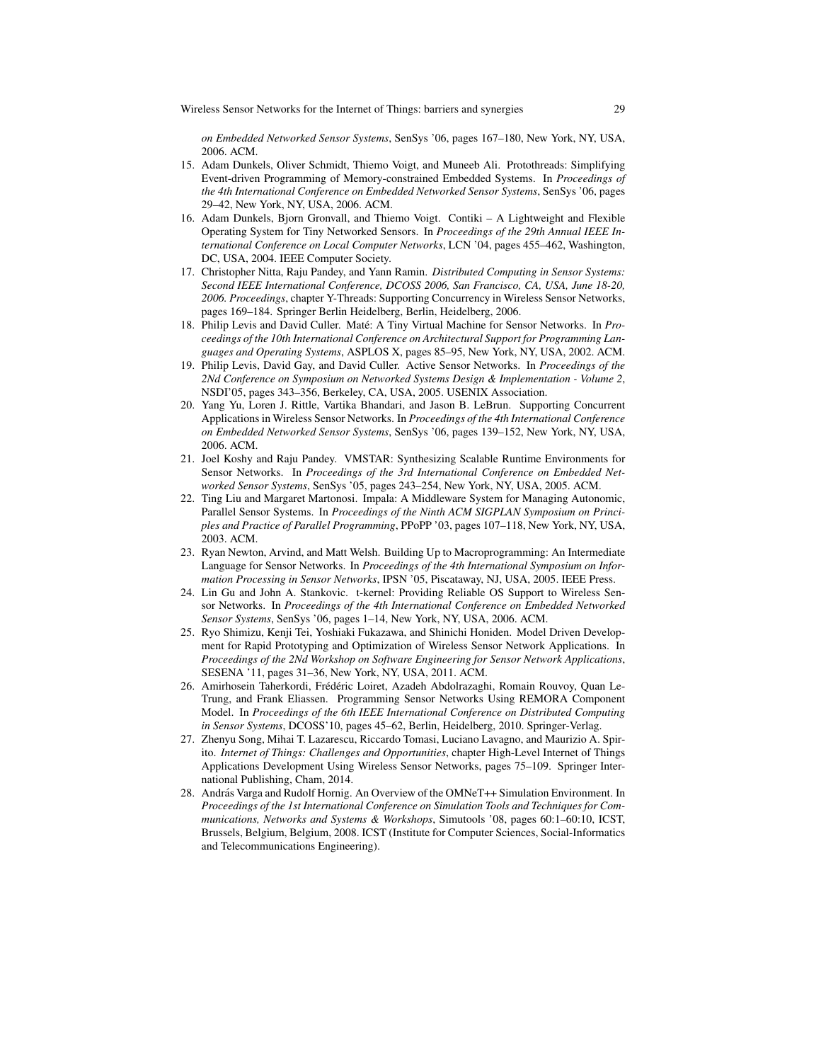*on Embedded Networked Sensor Systems*, SenSys '06, pages 167–180, New York, NY, USA, 2006. ACM.

15. Adam Dunkels, Oliver Schmidt, Thiemo Voigt, and Muneeb Ali. Protothreads: Simplifying Event-driven Programming of Memory-constrained Embedded Systems. In *Proceedings of the 4th International Conference on Embedded Networked Sensor Systems*, SenSys '06, pages 29–42, New York, NY, USA, 2006. ACM.
16. Adam Dunkels, Bjorn Gronvall, and Thiemo Voigt. Contiki – A Lightweight and Flexible Operating System for Tiny Networked Sensors. In *Proceedings of the 29th Annual IEEE International Conference on Local Computer Networks*, LCN '04, pages 455–462, Washington, DC, USA, 2004. IEEE Computer Society.
17. Christopher Nitta, Raju Pandey, and Yann Ramin. *Distributed Computing in Sensor Systems: Second IEEE International Conference, DCOSS 2006, San Francisco, CA, USA, June 18-20, 2006. Proceedings*, chapter Y-Threads: Supporting Concurrency in Wireless Sensor Networks, pages 169–184. Springer Berlin Heidelberg, Berlin, Heidelberg, 2006.
18. Philip Levis and David Culler. Maté: A Tiny Virtual Machine for Sensor Networks. In *Proceedings of the 10th International Conference on Architectural Support for Programming Languages and Operating Systems*, ASPLOS X, pages 85–95, New York, NY, USA, 2002. ACM.
19. Philip Levis, David Gay, and David Culler. Active Sensor Networks. In *Proceedings of the 2Nd Conference on Symposium on Networked Systems Design & Implementation - Volume 2*, NSDI'05, pages 343–356, Berkeley, CA, USA, 2005. USENIX Association.
20. Yang Yu, Loren J. Rittle, Vartika Bhandari, and Jason B. LeBrun. Supporting Concurrent Applications in Wireless Sensor Networks. In *Proceedings of the 4th International Conference on Embedded Networked Sensor Systems*, SenSys '06, pages 139–152, New York, NY, USA, 2006. ACM.
21. Joel Koshy and Raju Pandey. VMSTAR: Synthesizing Scalable Runtime Environments for Sensor Networks. In *Proceedings of the 3rd International Conference on Embedded Networked Sensor Systems*, SenSys '05, pages 243–254, New York, NY, USA, 2005. ACM.
22. Ting Liu and Margaret Martonosi. Impala: A Middleware System for Managing Autonomic, Parallel Sensor Systems. In *Proceedings of the Ninth ACM SIGPLAN Symposium on Principles and Practice of Parallel Programming*, PPoPP '03, pages 107–118, New York, NY, USA, 2003. ACM.
23. Ryan Newton, Arvind, and Matt Welsh. Building Up to Macroprogramming: An Intermediate Language for Sensor Networks. In *Proceedings of the 4th International Symposium on Information Processing in Sensor Networks*, IPSN '05, Piscataway, NJ, USA, 2005. IEEE Press.
24. Lin Gu and John A. Stankovic. t-kernel: Providing Reliable OS Support to Wireless Sensor Networks. In *Proceedings of the 4th International Conference on Embedded Networked Sensor Systems*, SenSys '06, pages 1–14, New York, NY, USA, 2006. ACM.
25. Ryo Shimizu, Kenji Tei, Yoshiaki Fukazawa, and Shinichi Honiden. Model Driven Development for Rapid Prototyping and Optimization of Wireless Sensor Network Applications. In *Proceedings of the 2Nd Workshop on Software Engineering for Sensor Network Applications*, SESENA '11, pages 31–36, New York, NY, USA, 2011. ACM.
26. Amirhosein Taherkordi, Frédéric Loiret, Azadeh Abdolrazaghi, Romain Rouvoy, Quan Le-Trung, and Frank Eliassen. Programming Sensor Networks Using REMORA Component Model. In *Proceedings of the 6th IEEE International Conference on Distributed Computing in Sensor Systems*, DCOSS'10, pages 45–62, Berlin, Heidelberg, 2010. Springer-Verlag.
27. Zhenyu Song, Mihai T. Lazarescu, Riccardo Tomasi, Luciano Lavagno, and Maurizio A. Spirito. *Internet of Things: Challenges and Opportunities*, chapter High-Level Internet of Things Applications Development Using Wireless Sensor Networks, pages 75–109. Springer International Publishing, Cham, 2014.
28. András Varga and Rudolf Hornig. An Overview of the OMNeT++ Simulation Environment. In *Proceedings of the 1st International Conference on Simulation Tools and Techniques for Communications, Networks and Systems & Workshops*, Simutools '08, pages 60:1–60:10, ICST, Brussels, Belgium, Belgium, 2008. ICST (Institute for Computer Sciences, Social-Informatics and Telecommunications Engineering).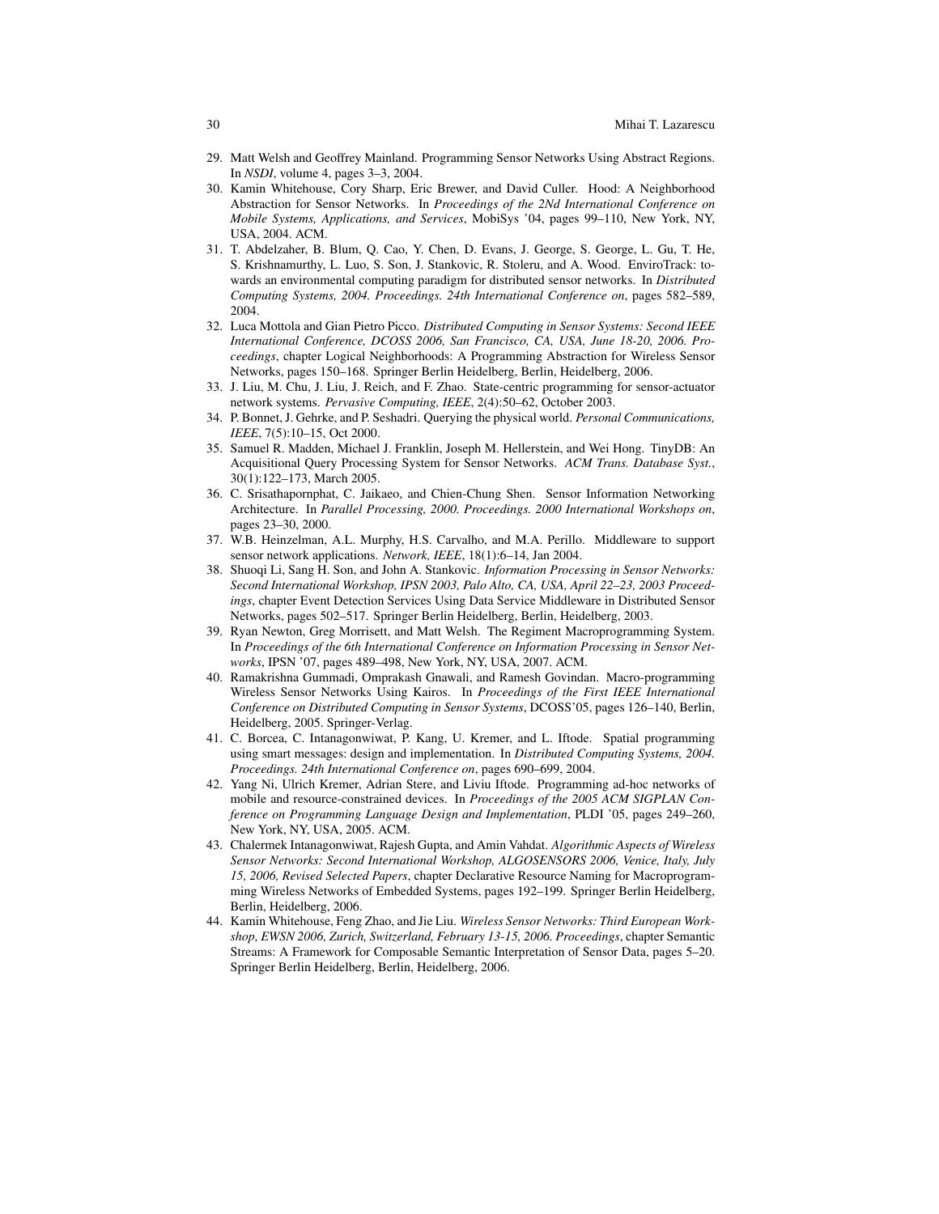29. Matt Welsh and Geoffrey Mainland. Programming Sensor Networks Using Abstract Regions. In *NSDI*, volume 4, pages 3–3, 2004.
30. Kamin Whitehouse, Cory Sharp, Eric Brewer, and David Culler. Hood: A Neighborhood Abstraction for Sensor Networks. In *Proceedings of the 2Nd International Conference on Mobile Systems, Applications, and Services*, MobiSys '04, pages 99–110, New York, NY, USA, 2004. ACM.
31. T. Abdelzaher, B. Blum, Q. Cao, Y. Chen, D. Evans, J. George, S. George, L. Gu, T. He, S. Krishnamurthy, L. Luo, S. Son, J. Stankovic, R. Stoleru, and A. Wood. EnviroTrack: towards an environmental computing paradigm for distributed sensor networks. In *Distributed Computing Systems, 2004. Proceedings. 24th International Conference on*, pages 582–589, 2004.
32. Luca Mottola and Gian Pietro Picco. *Distributed Computing in Sensor Systems: Second IEEE International Conference, DCOSS 2006, San Francisco, CA, USA, June 18-20, 2006. Proceedings*, chapter Logical Neighborhoods: A Programming Abstraction for Wireless Sensor Networks, pages 150–168. Springer Berlin Heidelberg, Berlin, Heidelberg, 2006.
33. J. Liu, M. Chu, J. Liu, J. Reich, and F. Zhao. State-centric programming for sensor-actuator network systems. *Pervasive Computing, IEEE*, 2(4):50–62, October 2003.
34. P. Bonnet, J. Gehrke, and P. Seshadri. Querying the physical world. *Personal Communications, IEEE*, 7(5):10–15, Oct 2000.
35. Samuel R. Madden, Michael J. Franklin, Joseph M. Hellerstein, and Wei Hong. TinyDB: An Acquisitional Query Processing System for Sensor Networks. *ACM Trans. Database Syst.*, 30(1):122–173, March 2005.
36. C. Srisathapornphat, C. Jaikaeo, and Chien-Chung Shen. Sensor Information Networking Architecture. In *Parallel Processing, 2000. Proceedings. 2000 International Workshops on*, pages 23–30, 2000.
37. W.B. Heinzelman, A.L. Murphy, H.S. Carvalho, and M.A. Perillo. Middleware to support sensor network applications. *Network, IEEE*, 18(1):6–14, Jan 2004.
38. Shuoqi Li, Sang H. Son, and John A. Stankovic. *Information Processing in Sensor Networks: Second International Workshop, IPSN 2003, Palo Alto, CA, USA, April 22–23, 2003 Proceedings*, chapter Event Detection Services Using Data Service Middleware in Distributed Sensor Networks, pages 502–517. Springer Berlin Heidelberg, Berlin, Heidelberg, 2003.
39. Ryan Newton, Greg Morrisett, and Matt Welsh. The Regiment Macroprogramming System. In *Proceedings of the 6th International Conference on Information Processing in Sensor Networks*, IPSN '07, pages 489–498, New York, NY, USA, 2007. ACM.
40. Ramakrishna Gummadi, Omprakash Gnawali, and Ramesh Govindan. Macro-programming Wireless Sensor Networks Using Kairos. In *Proceedings of the First IEEE International Conference on Distributed Computing in Sensor Systems*, DCOSS'05, pages 126–140, Berlin, Heidelberg, 2005. Springer-Verlag.
41. C. Borcea, C. Intanagonwiwat, P. Kang, U. Kremer, and L. Iftode. Spatial programming using smart messages: design and implementation. In *Distributed Computing Systems, 2004. Proceedings. 24th International Conference on*, pages 690–699, 2004.
42. Yang Ni, Ulrich Kremer, Adrian Stere, and Liviu Iftode. Programming ad-hoc networks of mobile and resource-constrained devices. In *Proceedings of the 2005 ACM SIGPLAN Conference on Programming Language Design and Implementation*, PLDI '05, pages 249–260, New York, NY, USA, 2005. ACM.
43. Chalermek Intanagonwiwat, Rajesh Gupta, and Amin Vahdat. *Algorithmic Aspects of Wireless Sensor Networks: Second International Workshop, ALGOSENSORS 2006, Venice, Italy, July 15, 2006, Revised Selected Papers*, chapter Declarative Resource Naming for Macroprogramming Wireless Networks of Embedded Systems, pages 192–199. Springer Berlin Heidelberg, Berlin, Heidelberg, 2006.
44. Kamin Whitehouse, Feng Zhao, and Jie Liu. *Wireless Sensor Networks: Third European Workshop, EWSN 2006, Zurich, Switzerland, February 13-15, 2006. Proceedings*, chapter Semantic Streams: A Framework for Composable Semantic Interpretation of Sensor Data, pages 5–20. Springer Berlin Heidelberg, Berlin, Heidelberg, 2006.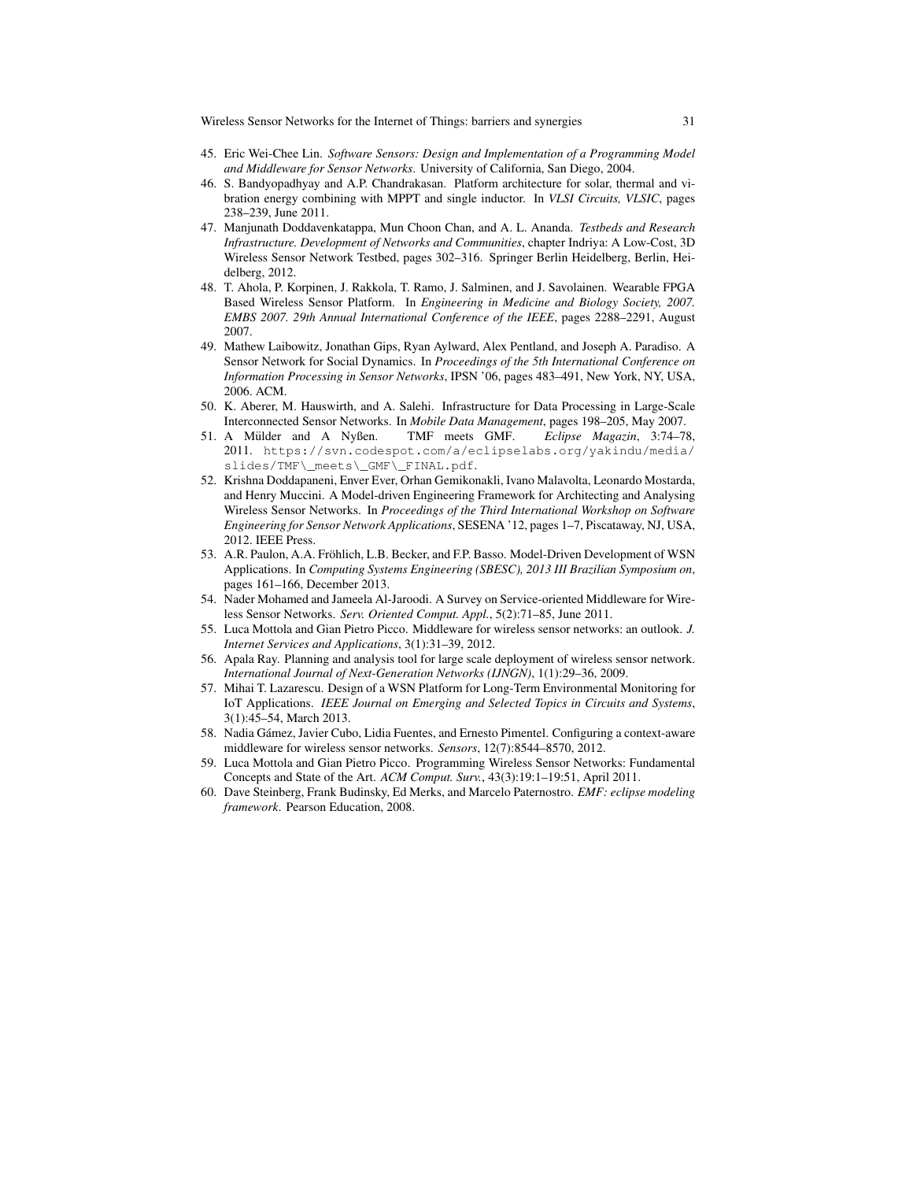45. Eric Wei-Chee Lin. *Software Sensors: Design and Implementation of a Programming Model and Middleware for Sensor Networks*. University of California, San Diego, 2004.
46. S. Bandyopadhyay and A.P. Chandrakasan. Platform architecture for solar, thermal and vibration energy combining with MPPT and single inductor. In *VLSI Circuits, VLSIC*, pages 238–239, June 2011.
47. Manjunath Doddavenkatappa, Mun Choon Chan, and A. L. Ananda. *Testbeds and Research Infrastructure. Development of Networks and Communities*, chapter Indriya: A Low-Cost, 3D Wireless Sensor Network Testbed, pages 302–316. Springer Berlin Heidelberg, Berlin, Heidelberg, 2012.
48. T. Ahola, P. Korpinen, J. Rakkola, T. Ramo, J. Salminen, and J. Savolainen. Wearable FPGA Based Wireless Sensor Platform. In *Engineering in Medicine and Biology Society, 2007. EMBS 2007. 29th Annual International Conference of the IEEE*, pages 2288–2291, August 2007.
49. Mathew Laibowitz, Jonathan Gips, Ryan Aylward, Alex Pentland, and Joseph A. Paradiso. A Sensor Network for Social Dynamics. In *Proceedings of the 5th International Conference on Information Processing in Sensor Networks*, IPSN '06, pages 483–491, New York, NY, USA, 2006. ACM.
50. K. Aberer, M. Hauswirth, and A. Salehi. Infrastructure for Data Processing in Large-Scale Interconnected Sensor Networks. In *Mobile Data Management*, pages 198–205, May 2007.
51. A Mülder and A Nyßen. TMF meets GMF. *Eclipse Magazin*, 3:74–78, 2011. https://svn.codespot.com/a/eclipselabs.org/yakindu/media/slides/TMF\_meets\_GMF\_FINAL.pdf.
52. Krishna Doddapaneni, Enver Ever, Orhan Gemikonakli, Ivano Malavolta, Leonardo Mostarda, and Henry Muccini. A Model-driven Engineering Framework for Architecting and Analysing Wireless Sensor Networks. In *Proceedings of the Third International Workshop on Software Engineering for Sensor Network Applications*, SESENA '12, pages 1–7, Piscataway, NJ, USA, 2012. IEEE Press.
53. A.R. Paulon, A.A. Fröhlich, L.B. Becker, and F.P. Basso. Model-Driven Development of WSN Applications. In *Computing Systems Engineering (SBESC), 2013 III Brazilian Symposium on*, pages 161–166, December 2013.
54. Nader Mohamed and Jameela Al-Jaroodi. A Survey on Service-oriented Middleware for Wireless Sensor Networks. *Serv. Oriented Comput. Appl.*, 5(2):71–85, June 2011.
55. Luca Mottola and Gian Pietro Picco. Middleware for wireless sensor networks: an outlook. *J. Internet Services and Applications*, 3(1):31–39, 2012.
56. Apala Ray. Planning and analysis tool for large scale deployment of wireless sensor network. *International Journal of Next-Generation Networks (IJNGN)*, 1(1):29–36, 2009.
57. Mihai T. Lazarescu. Design of a WSN Platform for Long-Term Environmental Monitoring for IoT Applications. *IEEE Journal on Emerging and Selected Topics in Circuits and Systems*, 3(1):45–54, March 2013.
58. Nadia Gámez, Javier Cubo, Lidia Fuentes, and Ernesto Pimentel. Configuring a context-aware middleware for wireless sensor networks. *Sensors*, 12(7):8544–8570, 2012.
59. Luca Mottola and Gian Pietro Picco. Programming Wireless Sensor Networks: Fundamental Concepts and State of the Art. *ACM Comput. Surv.*, 43(3):19:1–19:51, April 2011.
60. Dave Steinberg, Frank Budinsky, Ed Merks, and Marcelo Paternostro. *EMF: eclipse modeling framework*. Pearson Education, 2008.